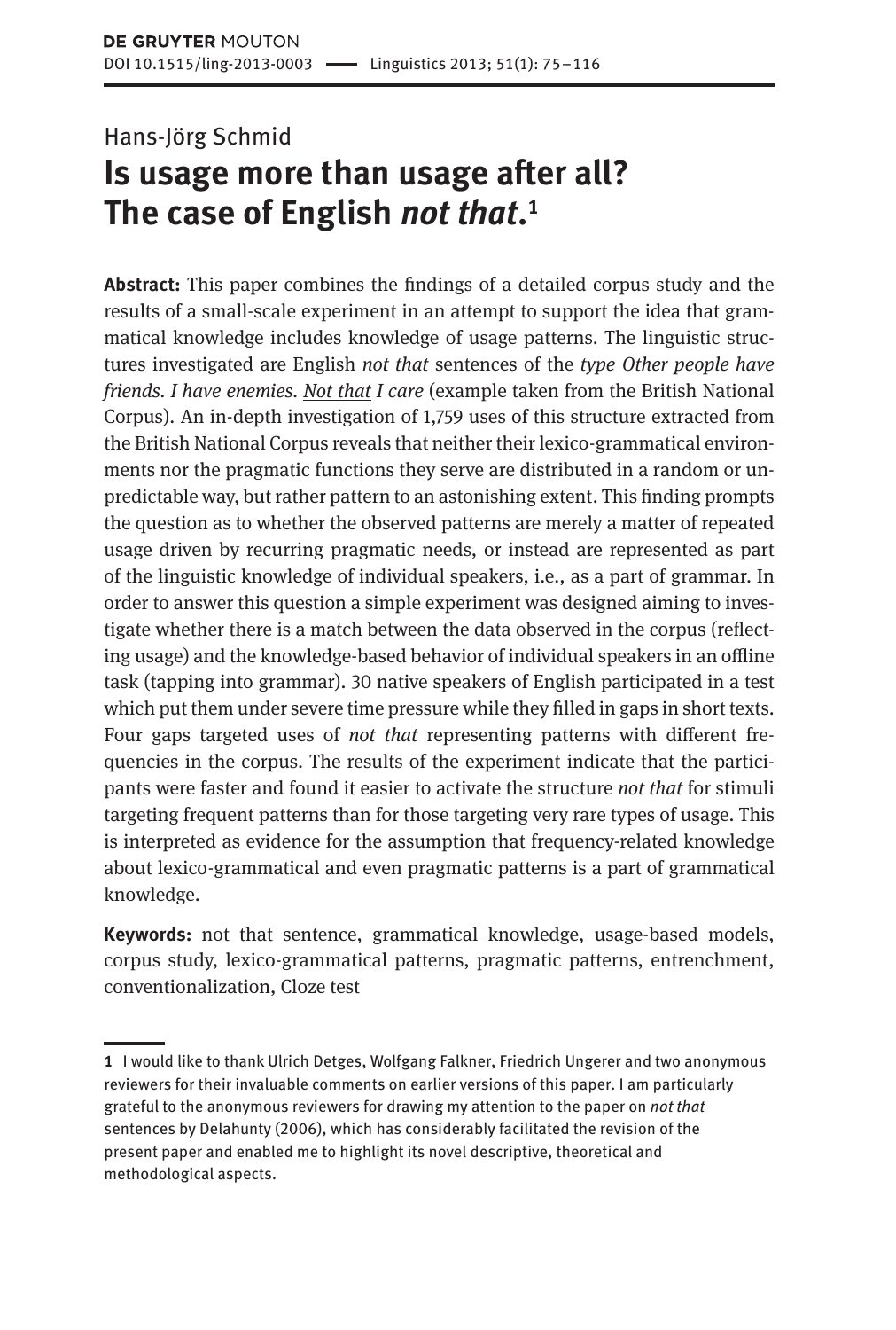Hans-Jörg Schmid

# Is usage more than usage after all? The case of English *not that*.[1]

**Abstract:** This paper combines the findings of a detailed corpus study and the results of a small-scale experiment in an attempt to support the idea that grammatical knowledge includes knowledge of usage patterns. The linguistic structures investigated are English *not that* sentences of the *type Other people have friends. I have enemies. <u>Not that</u> I care* (example taken from the British National Corpus). An in-depth investigation of 1,759 uses of this structure extracted from the British National Corpus reveals that neither their lexico-grammatical environments nor the pragmatic functions they serve are distributed in a random or unpredictable way, but rather pattern to an astonishing extent. This finding prompts the question as to whether the observed patterns are merely a matter of repeated usage driven by recurring pragmatic needs, or instead are represented as part of the linguistic knowledge of individual speakers, i.e., as a part of grammar. In order to answer this question a simple experiment was designed aiming to investigate whether there is a match between the data observed in the corpus (reflecting usage) and the knowledge-based behavior of individual speakers in an offline task (tapping into grammar). 30 native speakers of English participated in a test which put them under severe time pressure while they filled in gaps in short texts. Four gaps targeted uses of *not that* representing patterns with different frequencies in the corpus. The results of the experiment indicate that the participants were faster and found it easier to activate the structure *not that* for stimuli targeting frequent patterns than for those targeting very rare types of usage. This is interpreted as evidence for the assumption that frequency-related knowledge about lexico-grammatical and even pragmatic patterns is a part of grammatical knowledge.

**Keywords:** not that sentence, grammatical knowledge, usage-based models, corpus study, lexico-grammatical patterns, pragmatic patterns, entrenchment, conventionalization, Cloze test

---

[1] I would like to thank Ulrich Detges, Wolfgang Falkner, Friedrich Ungerer and two anonymous reviewers for their invaluable comments on earlier versions of this paper. I am particularly grateful to the anonymous reviewers for drawing my attention to the paper on *not that* sentences by Delahunty (2006), which has considerably facilitated the revision of the present paper and enabled me to highlight its novel descriptive, theoretical and methodological aspects.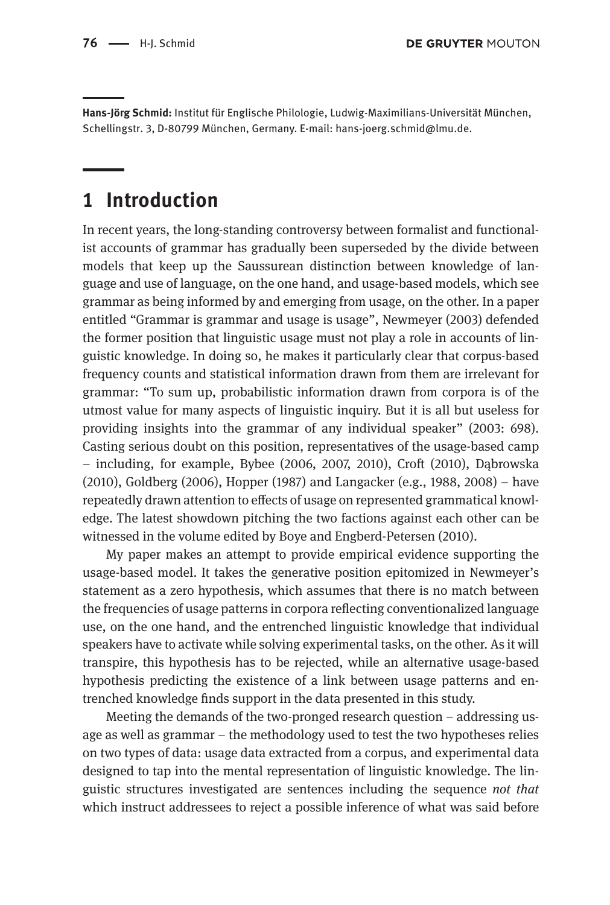**Hans-Jörg Schmid:** Institut für Englische Philologie, Ludwig-Maximilians-Universität München, Schellingstr. 3, D-80799 München, Germany. E-mail: hans-joerg.schmid@lmu.de.

## 1 Introduction

In recent years, the long-standing controversy between formalist and functionalist accounts of grammar has gradually been superseded by the divide between models that keep up the Saussurean distinction between knowledge of language and use of language, on the one hand, and usage-based models, which see grammar as being informed by and emerging from usage, on the other. In a paper entitled "Grammar is grammar and usage is usage", Newmeyer (2003) defended the former position that linguistic usage must not play a role in accounts of linguistic knowledge. In doing so, he makes it particularly clear that corpus-based frequency counts and statistical information drawn from them are irrelevant for grammar: "To sum up, probabilistic information drawn from corpora is of the utmost value for many aspects of linguistic inquiry. But it is all but useless for providing insights into the grammar of any individual speaker" (2003: 698). Casting serious doubt on this position, representatives of the usage-based camp – including, for example, Bybee (2006, 2007, 2010), Croft (2010), Dąbrowska (2010), Goldberg (2006), Hopper (1987) and Langacker (e.g., 1988, 2008) – have repeatedly drawn attention to effects of usage on represented grammatical knowledge. The latest showdown pitching the two factions against each other can be witnessed in the volume edited by Boye and Engberg-Petersen (2010).

My paper makes an attempt to provide empirical evidence supporting the usage-based model. It takes the generative position epitomized in Newmeyer's statement as a zero hypothesis, which assumes that there is no match between the frequencies of usage patterns in corpora reflecting conventionalized language use, on the one hand, and the entrenched linguistic knowledge that individual speakers have to activate while solving experimental tasks, on the other. As it will transpire, this hypothesis has to be rejected, while an alternative usage-based hypothesis predicting the existence of a link between usage patterns and entrenched knowledge finds support in the data presented in this study.

Meeting the demands of the two-pronged research question – addressing usage as well as grammar – the methodology used to test the two hypotheses relies on two types of data: usage data extracted from a corpus, and experimental data designed to tap into the mental representation of linguistic knowledge. The linguistic structures investigated are sentences including the sequence *not that* which instruct addressees to reject a possible inference of what was said before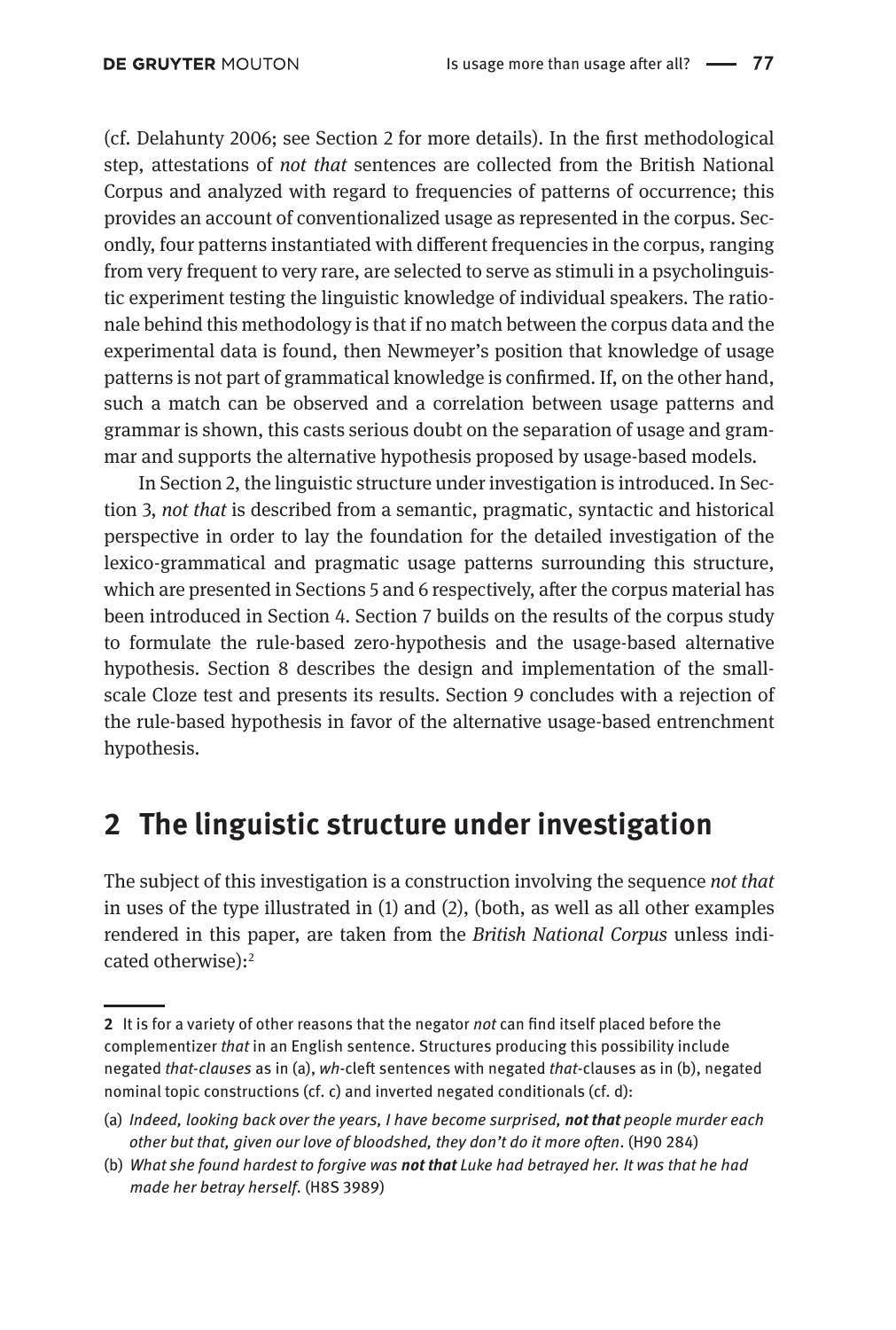(cf. Delahunty 2006; see Section 2 for more details). In the first methodological step, attestations of *not that* sentences are collected from the British National Corpus and analyzed with regard to frequencies of patterns of occurrence; this provides an account of conventionalized usage as represented in the corpus. Secondly, four patterns instantiated with different frequencies in the corpus, ranging from very frequent to very rare, are selected to serve as stimuli in a psycholinguistic experiment testing the linguistic knowledge of individual speakers. The rationale behind this methodology is that if no match between the corpus data and the experimental data is found, then Newmeyer's position that knowledge of usage patterns is not part of grammatical knowledge is confirmed. If, on the other hand, such a match can be observed and a correlation between usage patterns and grammar is shown, this casts serious doubt on the separation of usage and grammar and supports the alternative hypothesis proposed by usage-based models.

In Section 2, the linguistic structure under investigation is introduced. In Section 3, *not that* is described from a semantic, pragmatic, syntactic and historical perspective in order to lay the foundation for the detailed investigation of the lexico-grammatical and pragmatic usage patterns surrounding this structure, which are presented in Sections 5 and 6 respectively, after the corpus material has been introduced in Section 4. Section 7 builds on the results of the corpus study to formulate the rule-based zero-hypothesis and the usage-based alternative hypothesis. Section 8 describes the design and implementation of the small-scale Cloze test and presents its results. Section 9 concludes with a rejection of the rule-based hypothesis in favor of the alternative usage-based entrenchment hypothesis.

## 2 The linguistic structure under investigation

The subject of this investigation is a construction involving the sequence *not that* in uses of the type illustrated in (1) and (2), (both, as well as all other examples rendered in this paper, are taken from the *British National Corpus* unless indicated otherwise):[2]

---

[2] It is for a variety of other reasons that the negator *not* can find itself placed before the complementizer *that* in an English sentence. Structures producing this possibility include negated *that-clauses* as in (a), *wh*-cleft sentences with negated *that*-clauses as in (b), negated nominal topic constructions (cf. c) and inverted negated conditionals (cf. d):

(a) *Indeed, looking back over the years, I have become surprised, **not that** people murder each other but that, given our love of bloodshed, they don't do it more often*. (H90 284)

(b) *What she found hardest to forgive was **not that** Luke had betrayed her. It was that he had made her betray herself*. (H8S 3989)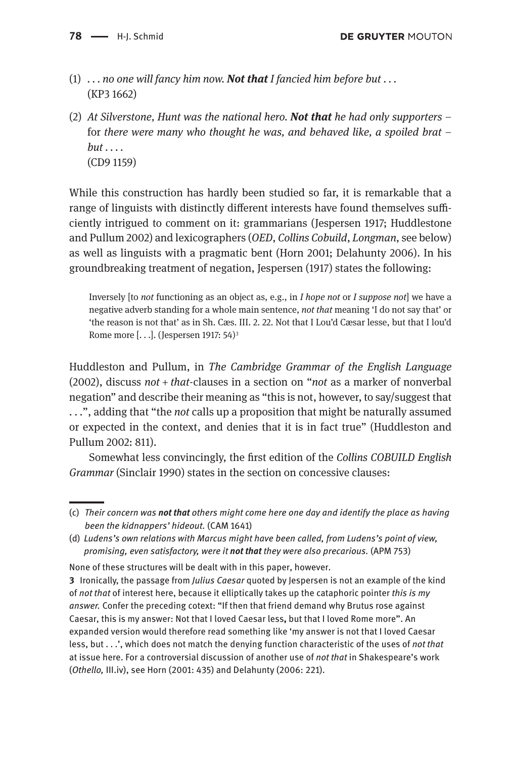(1) *. . . no one will fancy him now.* ***Not that*** *I fancied him before but . . .* (KP3 1662)

(2) *At Silverstone, Hunt was the national hero.* ***Not that*** *he had only supporters –* for *there were many who thought he was, and behaved like, a spoiled brat – but . . . .* (CD9 1159)

While this construction has hardly been studied so far, it is remarkable that a range of linguists with distinctly different interests have found themselves sufficiently intrigued to comment on it: grammarians (Jespersen 1917; Huddlestone and Pullum 2002) and lexicographers (*OED*, *Collins Cobuild*, *Longman*, see below) as well as linguists with a pragmatic bent (Horn 2001; Delahunty 2006). In his groundbreaking treatment of negation, Jespersen (1917) states the following:

> Inversely [to *not* functioning as an object as, e.g., in *I hope not* or *I suppose not*] we have a negative adverb standing for a whole main sentence, *not that* meaning 'I do not say that' or 'the reason is not that' as in Sh. Cæs. III. 2. 22. Not that I Lou'd Cæsar lesse, but that I lou'd Rome more [. . .]. (Jespersen 1917: 54)[3]

Huddleston and Pullum, in *The Cambridge Grammar of the English Language* (2002), discuss *not* + *that*-clauses in a section on "*not* as a marker of nonverbal negation" and describe their meaning as "this is not, however, to say/suggest that . . .", adding that "the *not* calls up a proposition that might be naturally assumed or expected in the context, and denies that it is in fact true" (Huddleston and Pullum 2002: 811).

Somewhat less convincingly, the first edition of the *Collins COBUILD English Grammar* (Sinclair 1990) states in the section on concessive clauses:

---

(c) *Their concern was* ***not that*** *others might come here one day and identify the place as having been the kidnappers' hideout.* (CAM 1641)

(d) *Ludens's own relations with Marcus might have been called, from Ludens's point of view, promising, even satisfactory, were it* ***not that*** *they were also precarious.* (APM 753)

None of these structures will be dealt with in this paper, however.

**3** Ironically, the passage from *Julius Caesar* quoted by Jespersen is not an example of the kind of *not that* of interest here, because it elliptically takes up the cataphoric pointer *this is my answer.* Confer the preceding cotext: "If then that friend demand why Brutus rose against Caesar, this is my answer: Not that I loved Caesar less**,** but that I loved Rome more". An expanded version would therefore read something like 'my answer is not that I loved Caesar less, but . . .', which does not match the denying function characteristic of the uses of *not that* at issue here. For a controversial discussion of another use of *not that* in Shakespeare's work (*Othello,* III.iv), see Horn (2001: 435) and Delahunty (2006: 221).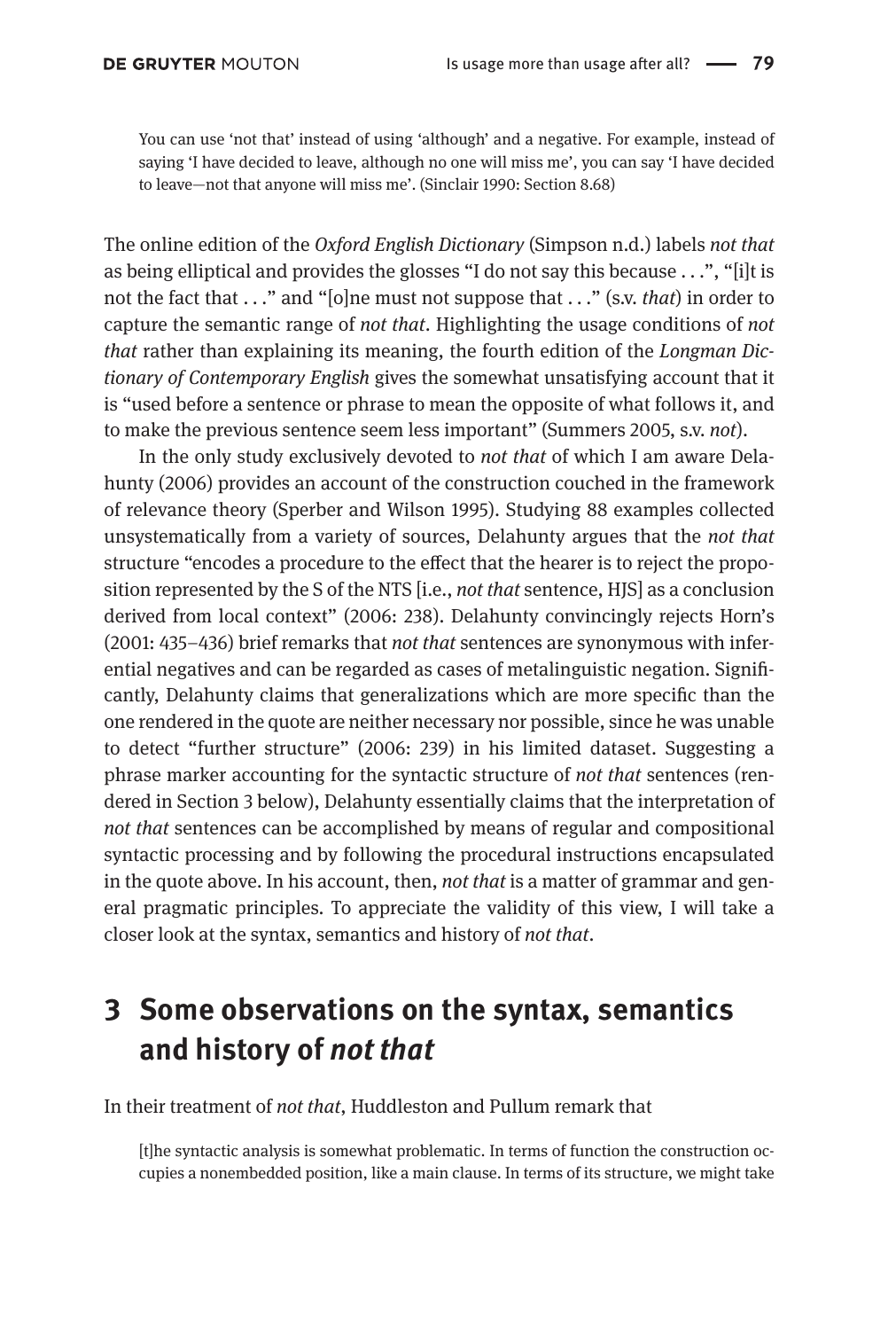> You can use 'not that' instead of using 'although' and a negative. For example, instead of saying 'I have decided to leave, although no one will miss me', you can say 'I have decided to leave—not that anyone will miss me'. (Sinclair 1990: Section 8.68)

The online edition of the *Oxford English Dictionary* (Simpson n.d.) labels *not that* as being elliptical and provides the glosses "I do not say this because . . .", "[i]t is not the fact that . . ." and "[o]ne must not suppose that . . ." (s.v. *that*) in order to capture the semantic range of *not that*. Highlighting the usage conditions of *not that* rather than explaining its meaning, the fourth edition of the *Longman Dictionary of Contemporary English* gives the somewhat unsatisfying account that it is "used before a sentence or phrase to mean the opposite of what follows it, and to make the previous sentence seem less important" (Summers 2005, s.v. *not*).

In the only study exclusively devoted to *not that* of which I am aware Delahunty (2006) provides an account of the construction couched in the framework of relevance theory (Sperber and Wilson 1995). Studying 88 examples collected unsystematically from a variety of sources, Delahunty argues that the *not that* structure "encodes a procedure to the effect that the hearer is to reject the proposition represented by the S of the NTS [i.e., *not that* sentence, HJS] as a conclusion derived from local context" (2006: 238). Delahunty convincingly rejects Horn's (2001: 435–436) brief remarks that *not that* sentences are synonymous with inferential negatives and can be regarded as cases of metalinguistic negation. Significantly, Delahunty claims that generalizations which are more specific than the one rendered in the quote are neither necessary nor possible, since he was unable to detect "further structure" (2006: 239) in his limited dataset. Suggesting a phrase marker accounting for the syntactic structure of *not that* sentences (rendered in Section 3 below), Delahunty essentially claims that the interpretation of *not that* sentences can be accomplished by means of regular and compositional syntactic processing and by following the procedural instructions encapsulated in the quote above. In his account, then, *not that* is a matter of grammar and general pragmatic principles. To appreciate the validity of this view, I will take a closer look at the syntax, semantics and history of *not that*.

# 3 Some observations on the syntax, semantics and history of *not that*

In their treatment of *not that*, Huddleston and Pullum remark that

> [t]he syntactic analysis is somewhat problematic. In terms of function the construction occupies a nonembedded position, like a main clause. In terms of its structure, we might take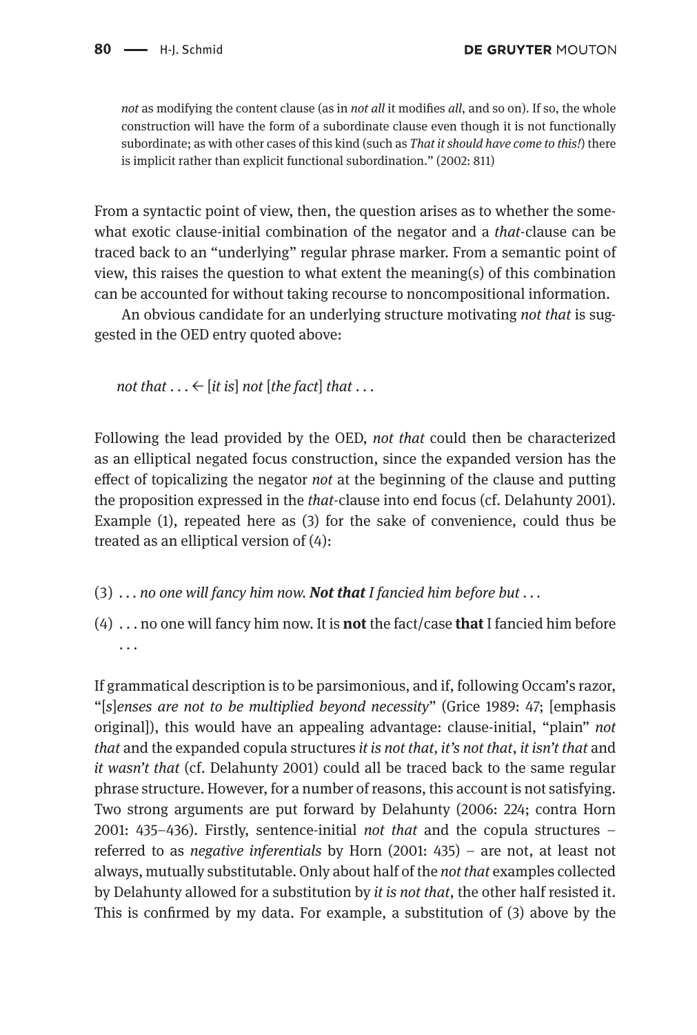> *not* as modifying the content clause (as in *not all* it modifies *all*, and so on). If so, the whole construction will have the form of a subordinate clause even though it is not functionally subordinate; as with other cases of this kind (such as *That it should have come to this!*) there is implicit rather than explicit functional subordination." (2002: 811)

From a syntactic point of view, then, the question arises as to whether the somewhat exotic clause-initial combination of the negator and a *that*-clause can be traced back to an "underlying" regular phrase marker. From a semantic point of view, this raises the question to what extent the meaning(s) of this combination can be accounted for without taking recourse to noncompositional information.

An obvious candidate for an underlying structure motivating *not that* is suggested in the OED entry quoted above:

*not that* . . . ← [*it is*] *not* [*the fact*] *that* . . .

Following the lead provided by the OED, *not that* could then be characterized as an elliptical negated focus construction, since the expanded version has the effect of topicalizing the negator *not* at the beginning of the clause and putting the proposition expressed in the *that*-clause into end focus (cf. Delahunty 2001). Example (1), repeated here as (3) for the sake of convenience, could thus be treated as an elliptical version of (4):

(3) . . . *no one will fancy him now.* ***Not that*** *I fancied him before but* . . .

(4) . . . no one will fancy him now. It is **not** the fact/case **that** I fancied him before . . .

If grammatical description is to be parsimonious, and if, following Occam's razor, "[*s*]*enses are not to be multiplied beyond necessity*" (Grice 1989: 47; [emphasis original]), this would have an appealing advantage: clause-initial, "plain" *not that* and the expanded copula structures *it is not that*, *it's not that*, *it isn't that* and *it wasn't that* (cf. Delahunty 2001) could all be traced back to the same regular phrase structure. However, for a number of reasons, this account is not satisfying. Two strong arguments are put forward by Delahunty (2006: 224; contra Horn 2001: 435–436). Firstly, sentence-initial *not that* and the copula structures – referred to as *negative inferentials* by Horn (2001: 435) – are not, at least not always, mutually substitutable. Only about half of the *not that* examples collected by Delahunty allowed for a substitution by *it is not that*, the other half resisted it. This is confirmed by my data. For example, a substitution of (3) above by the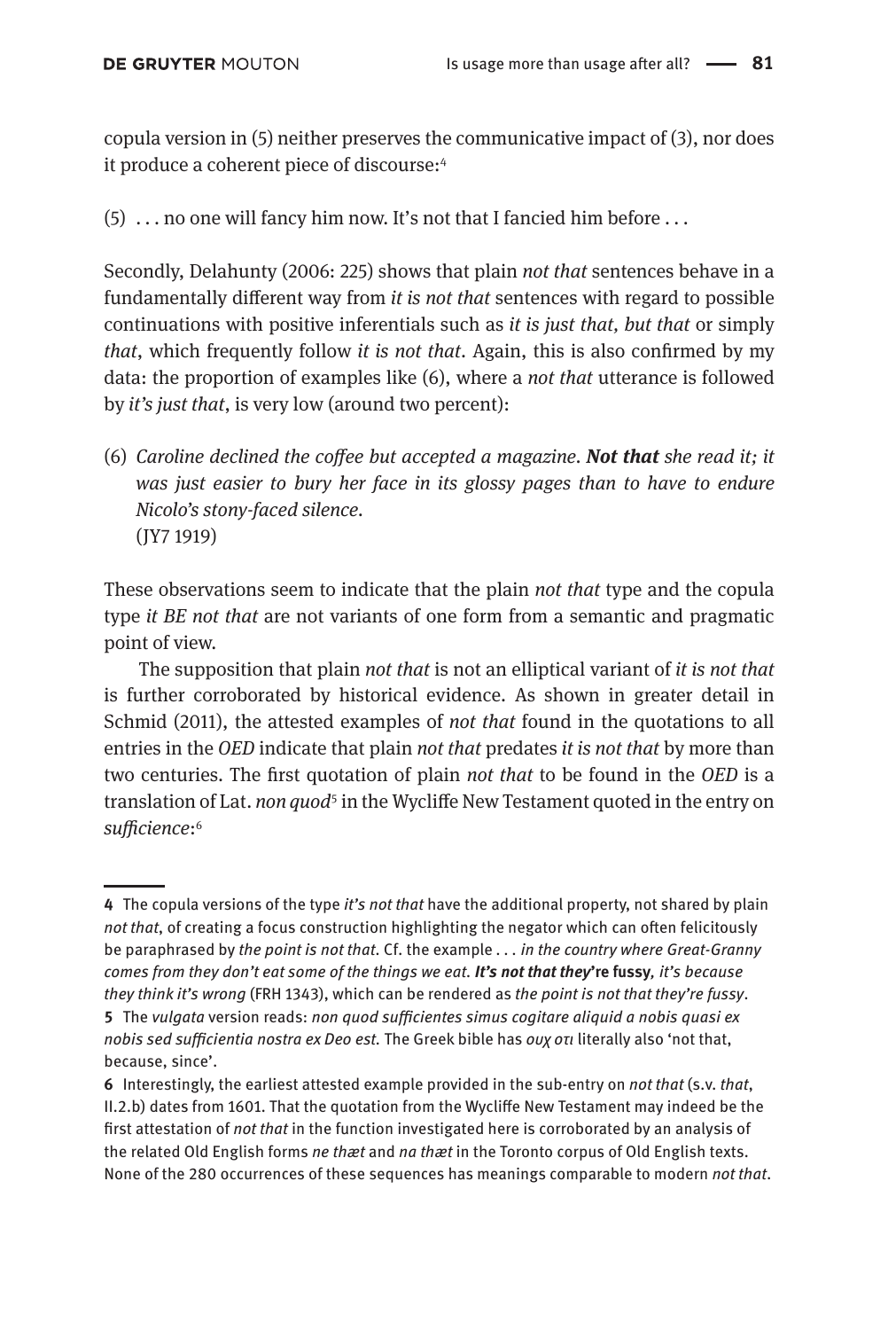copula version in (5) neither preserves the communicative impact of (3), nor does it produce a coherent piece of discourse:[4]

(5) . . . no one will fancy him now. It's not that I fancied him before . . .

Secondly, Delahunty (2006: 225) shows that plain *not that* sentences behave in a fundamentally different way from *it is not that* sentences with regard to possible continuations with positive inferentials such as *it is just that, but that* or simply *that*, which frequently follow *it is not that*. Again, this is also confirmed by my data: the proportion of examples like (6), where a *not that* utterance is followed by *it's just that*, is very low (around two percent):

(6) *Caroline declined the coffee but accepted a magazine.* ***Not that*** *she read it; it was just easier to bury her face in its glossy pages than to have to endure Nicolo's stony-faced silence.*
(JY7 1919)

These observations seem to indicate that the plain *not that* type and the copula type *it BE not that* are not variants of one form from a semantic and pragmatic point of view.

The supposition that plain *not that* is not an elliptical variant of *it is not that* is further corroborated by historical evidence. As shown in greater detail in Schmid (2011), the attested examples of *not that* found in the quotations to all entries in the *OED* indicate that plain *not that* predates *it is not that* by more than two centuries. The first quotation of plain *not that* to be found in the *OED* is a translation of Lat. *non quod*[5] in the Wycliffe New Testament quoted in the entry on *sufficience*:[6]

---

**4** The copula versions of the type *it's not that* have the additional property, not shared by plain *not that*, of creating a focus construction highlighting the negator which can often felicitously be paraphrased by *the point is not that*. Cf. the example . . . *in the country where Great-Granny comes from they don't eat some of the things we eat.* ***It's not that they*'re fussy**, *it's because they think it's wrong* (FRH 1343), which can be rendered as *the point is not that they're fussy*.

**5** The *vulgata* version reads: *non quod sufficientes simus cogitare aliquid a nobis quasi ex nobis sed sufficientia nostra ex Deo est.* The Greek bible has *ουχ οτι* literally also 'not that, because, since'.

**6** Interestingly, the earliest attested example provided in the sub-entry on *not that* (s.v. *that*, II.2.b) dates from 1601. That the quotation from the Wycliffe New Testament may indeed be the first attestation of *not that* in the function investigated here is corroborated by an analysis of the related Old English forms *ne þæt* and *na þæt* in the Toronto corpus of Old English texts. None of the 280 occurrences of these sequences has meanings comparable to modern *not that*.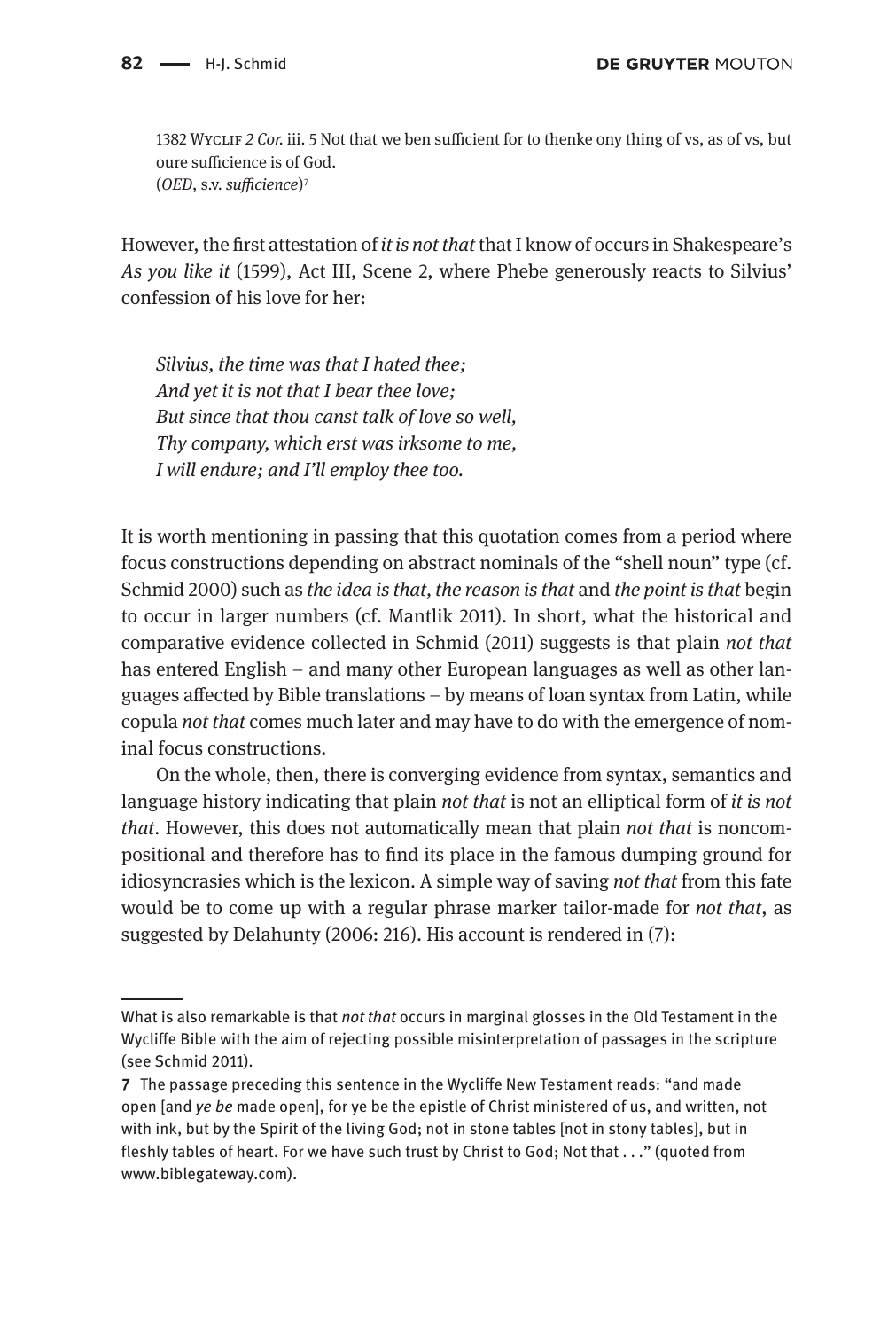1382 Wyclif *2 Cor.* iii. 5 Not that we ben sufficient for to thenke ony thing of vs, as of vs, but oure sufficience is of God.
(*OED*, s.v. *sufficience*)[7]

However, the first attestation of *it is not that* that I know of occurs in Shakespeare's *As you like it* (1599), Act III, Scene 2, where Phebe generously reacts to Silvius' confession of his love for her:

> *Silvius, the time was that I hated thee;*
> *And yet it is not that I bear thee love;*
> *But since that thou canst talk of love so well,*
> *Thy company, which erst was irksome to me,*
> *I will endure; and I'll employ thee too.*

It is worth mentioning in passing that this quotation comes from a period where focus constructions depending on abstract nominals of the "shell noun" type (cf. Schmid 2000) such as *the idea is that*, *the reason is that* and *the point is that* begin to occur in larger numbers (cf. Mantlik 2011). In short, what the historical and comparative evidence collected in Schmid (2011) suggests is that plain *not that* has entered English – and many other European languages as well as other languages affected by Bible translations – by means of loan syntax from Latin, while copula *not that* comes much later and may have to do with the emergence of nominal focus constructions.

On the whole, then, there is converging evidence from syntax, semantics and language history indicating that plain *not that* is not an elliptical form of *it is not that*. However, this does not automatically mean that plain *not that* is noncompositional and therefore has to find its place in the famous dumping ground for idiosyncrasies which is the lexicon. A simple way of saving *not that* from this fate would be to come up with a regular phrase marker tailor-made for *not that*, as suggested by Delahunty (2006: 216). His account is rendered in (7):

---

What is also remarkable is that *not that* occurs in marginal glosses in the Old Testament in the Wycliffe Bible with the aim of rejecting possible misinterpretation of passages in the scripture (see Schmid 2011).

7 The passage preceding this sentence in the Wycliffe New Testament reads: "and made open [and *ye be* made open], for ye be the epistle of Christ ministered of us, and written, not with ink, but by the Spirit of the living God; not in stone tables [not in stony tables], but in fleshly tables of heart. For we have such trust by Christ to God; Not that . . ." (quoted from www.biblegateway.com).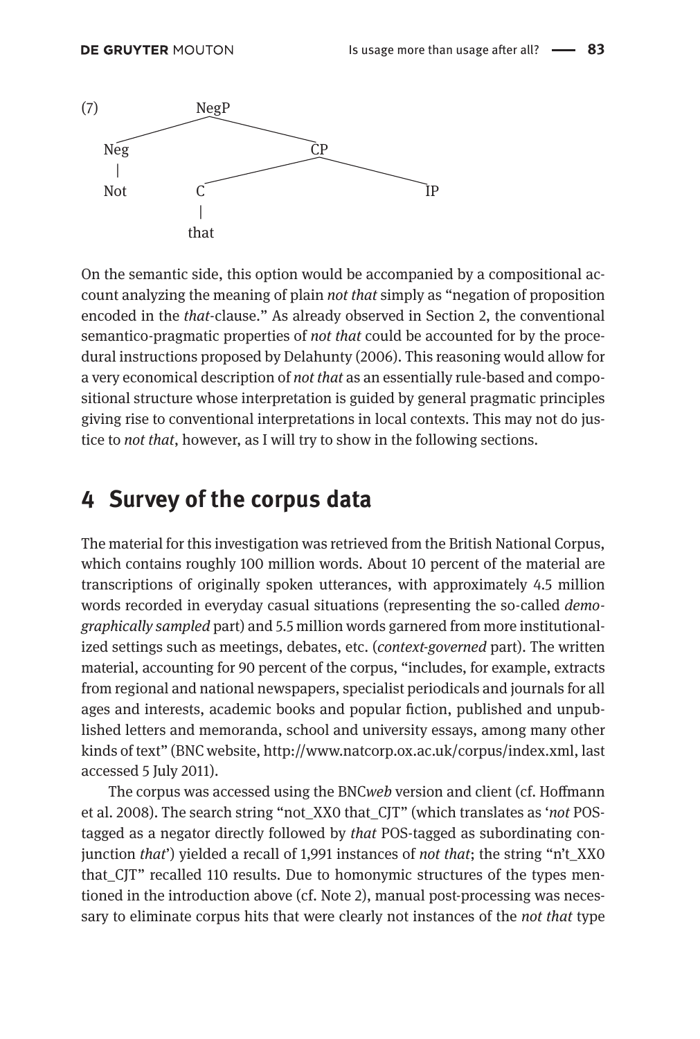(7)

```
              NegP
         /          \
      Neg            CP
       |           /    \
      Not         C      IP
                  |
                 that
```

On the semantic side, this option would be accompanied by a compositional account analyzing the meaning of plain *not that* simply as "negation of proposition encoded in the *that*-clause." As already observed in Section 2, the conventional semantico-pragmatic properties of *not that* could be accounted for by the procedural instructions proposed by Delahunty (2006). This reasoning would allow for a very economical description of *not that* as an essentially rule-based and compositional structure whose interpretation is guided by general pragmatic principles giving rise to conventional interpretations in local contexts. This may not do justice to *not that*, however, as I will try to show in the following sections.

# 4 Survey of the corpus data

The material for this investigation was retrieved from the British National Corpus, which contains roughly 100 million words. About 10 percent of the material are transcriptions of originally spoken utterances, with approximately 4.5 million words recorded in everyday casual situations (representing the so-called *demographically sampled* part) and 5.5 million words garnered from more institutionalized settings such as meetings, debates, etc. (*context-governed* part). The written material, accounting for 90 percent of the corpus, "includes, for example, extracts from regional and national newspapers, specialist periodicals and journals for all ages and interests, academic books and popular fiction, published and unpublished letters and memoranda, school and university essays, among many other kinds of text" (BNC website, http://www.natcorp.ox.ac.uk/corpus/index.xml, last accessed 5 July 2011).

The corpus was accessed using the BNC*web* version and client (cf. Hoffmann et al. 2008). The search string "not_XX0 that_CJT" (which translates as '*not* POS-tagged as a negator directly followed by *that* POS-tagged as subordinating conjunction *that*') yielded a recall of 1,991 instances of *not that*; the string "n't_XX0 that_CJT" recalled 110 results. Due to homonymic structures of the types mentioned in the introduction above (cf. Note 2), manual post-processing was necessary to eliminate corpus hits that were clearly not instances of the *not that* type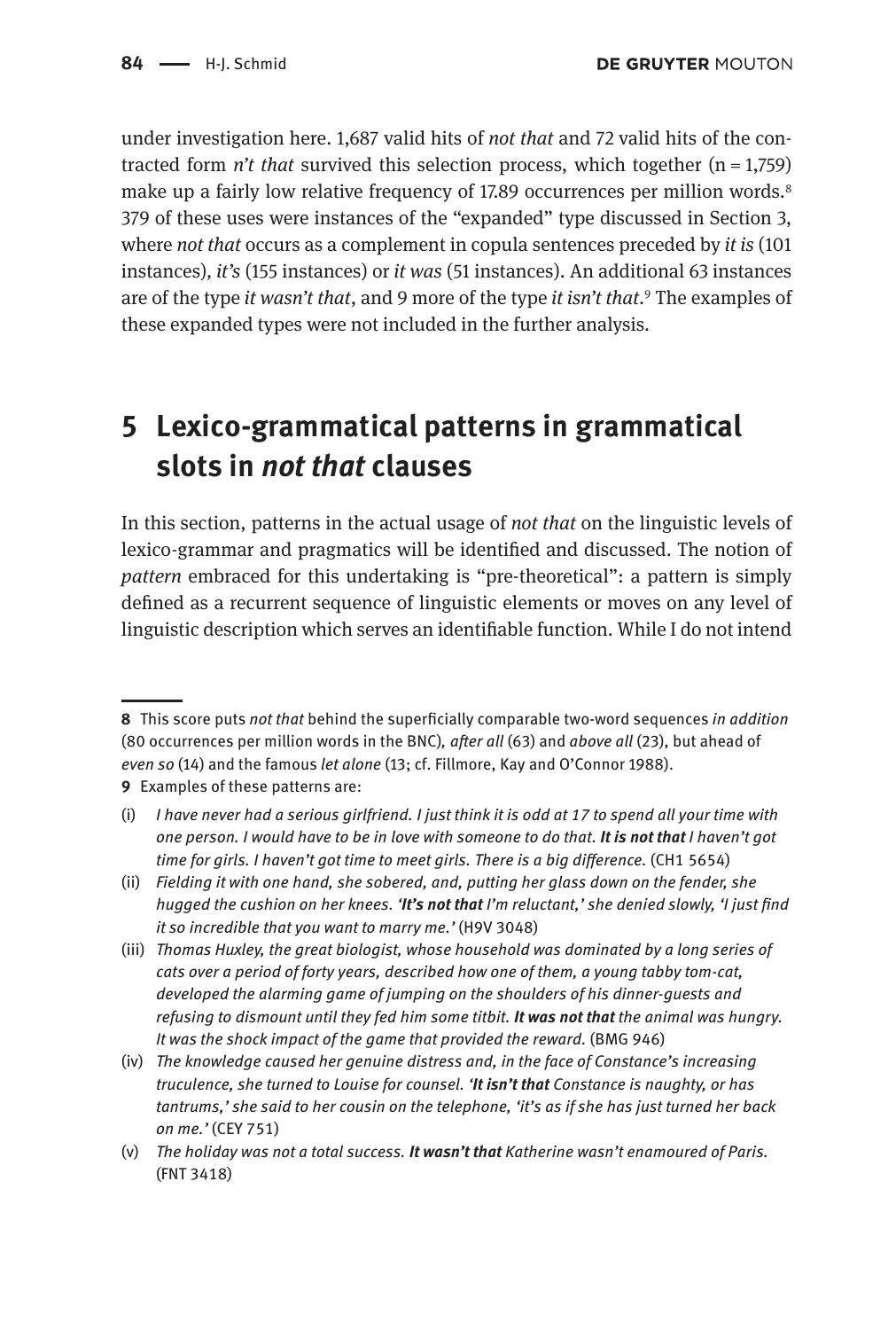under investigation here. 1,687 valid hits of *not that* and 72 valid hits of the contracted form *n't that* survived this selection process, which together (n = 1,759) make up a fairly low relative frequency of 17.89 occurrences per million words.[8] 379 of these uses were instances of the "expanded" type discussed in Section 3, where *not that* occurs as a complement in copula sentences preceded by *it is* (101 instances), *it's* (155 instances) or *it was* (51 instances). An additional 63 instances are of the type *it wasn't that*, and 9 more of the type *it isn't that*.[9] The examples of these expanded types were not included in the further analysis.

## 5 Lexico-grammatical patterns in grammatical slots in *not that* clauses

In this section, patterns in the actual usage of *not that* on the linguistic levels of lexico-grammar and pragmatics will be identified and discussed. The notion of *pattern* embraced for this undertaking is "pre-theoretical": a pattern is simply defined as a recurrent sequence of linguistic elements or moves on any level of linguistic description which serves an identifiable function. While I do not intend

---

**8** This score puts *not that* behind the superficially comparable two-word sequences *in addition* (80 occurrences per million words in the BNC), *after all* (63) and *above all* (23), but ahead of *even so* (14) and the famous *let alone* (13; cf. Fillmore, Kay and O'Connor 1988).

**9** Examples of these patterns are:

(i) *I have never had a serious girlfriend. I just think it is odd at 17 to spend all your time with one person. I would have to be in love with someone to do that.* ***It is not that*** *I haven't got time for girls. I haven't got time to meet girls. There is a big difference.* (CH1 5654)

(ii) *Fielding it with one hand, she sobered, and, putting her glass down on the fender, she hugged the cushion on her knees.* ***'It's not that*** *I'm reluctant,' she denied slowly, 'I just find it so incredible that you want to marry me.'* (H9V 3048)

(iii) *Thomas Huxley, the great biologist, whose household was dominated by a long series of cats over a period of forty years, described how one of them, a young tabby tom-cat, developed the alarming game of jumping on the shoulders of his dinner-guests and refusing to dismount until they fed him some titbit.* ***It was not that*** *the animal was hungry. It was the shock impact of the game that provided the reward.* (BMG 946)

(iv) *The knowledge caused her genuine distress and, in the face of Constance's increasing truculence, she turned to Louise for counsel.* ***'It isn't that*** *Constance is naughty, or has tantrums,' she said to her cousin on the telephone, 'it's as if she has just turned her back on me.'* (CEY 751)

(v) *The holiday was not a total success.* ***It wasn't that*** *Katherine wasn't enamoured of Paris.* (FNT 3418)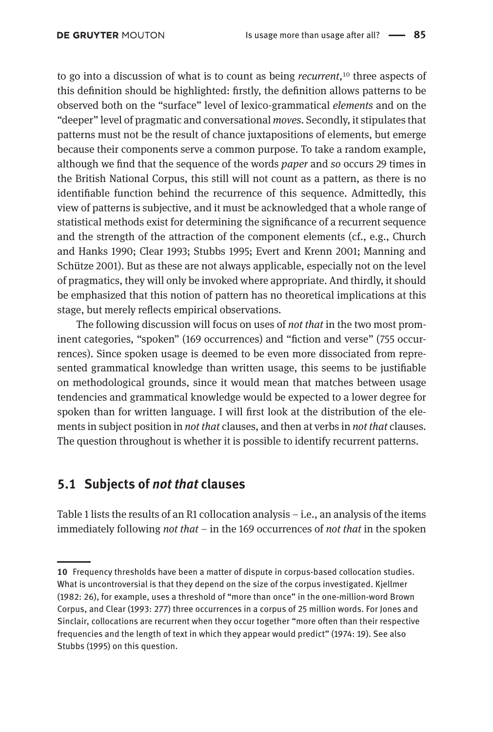to go into a discussion of what is to count as being *recurrent*,[10] three aspects of this definition should be highlighted: firstly, the definition allows patterns to be observed both on the "surface" level of lexico-grammatical *elements* and on the "deeper" level of pragmatic and conversational *moves*. Secondly, it stipulates that patterns must not be the result of chance juxtapositions of elements, but emerge because their components serve a common purpose. To take a random example, although we find that the sequence of the words *paper* and *so* occurs 29 times in the British National Corpus, this still will not count as a pattern, as there is no identifiable function behind the recurrence of this sequence. Admittedly, this view of patterns is subjective, and it must be acknowledged that a whole range of statistical methods exist for determining the significance of a recurrent sequence and the strength of the attraction of the component elements (cf., e.g., Church and Hanks 1990; Clear 1993; Stubbs 1995; Evert and Krenn 2001; Manning and Schütze 2001). But as these are not always applicable, especially not on the level of pragmatics, they will only be invoked where appropriate. And thirdly, it should be emphasized that this notion of pattern has no theoretical implications at this stage, but merely reflects empirical observations.

The following discussion will focus on uses of *not that* in the two most prominent categories, "spoken" (169 occurrences) and "fiction and verse" (755 occurrences). Since spoken usage is deemed to be even more dissociated from represented grammatical knowledge than written usage, this seems to be justifiable on methodological grounds, since it would mean that matches between usage tendencies and grammatical knowledge would be expected to a lower degree for spoken than for written language. I will first look at the distribution of the elements in subject position in *not that* clauses, and then at verbs in *not that* clauses. The question throughout is whether it is possible to identify recurrent patterns.

## 5.1 Subjects of *not that* clauses

Table 1 lists the results of an R1 collocation analysis – i.e., an analysis of the items immediately following *not that* – in the 169 occurrences of *not that* in the spoken

---

**10** Frequency thresholds have been a matter of dispute in corpus-based collocation studies. What is uncontroversial is that they depend on the size of the corpus investigated. Kjellmer (1982: 26), for example, uses a threshold of "more than once" in the one-million-word Brown Corpus, and Clear (1993: 277) three occurrences in a corpus of 25 million words. For Jones and Sinclair, collocations are recurrent when they occur together "more often than their respective frequencies and the length of text in which they appear would predict" (1974: 19). See also Stubbs (1995) on this question.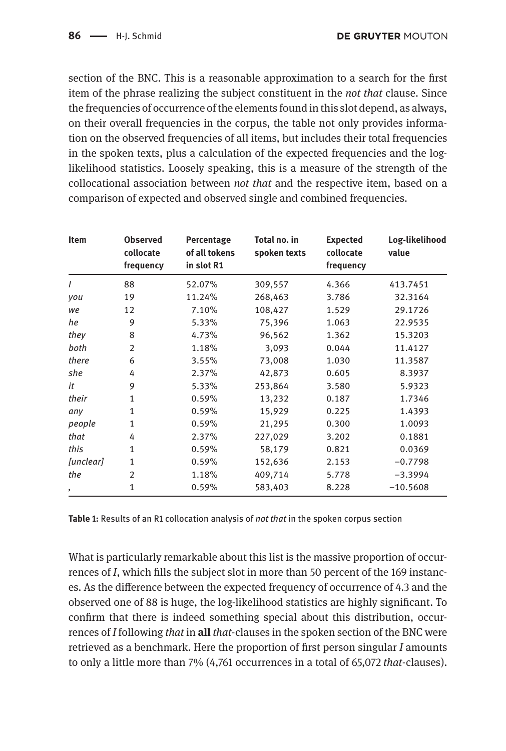section of the BNC. This is a reasonable approximation to a search for the first item of the phrase realizing the subject constituent in the *not that* clause. Since the frequencies of occurrence of the elements found in this slot depend, as always, on their overall frequencies in the corpus, the table not only provides information on the observed frequencies of all items, but includes their total frequencies in the spoken texts, plus a calculation of the expected frequencies and the log-likelihood statistics. Loosely speaking, this is a measure of the strength of the collocational association between *not that* and the respective item, based on a comparison of expected and observed single and combined frequencies.

| Item | Observed collocate frequency | Percentage of all tokens in slot R1 | Total no. in spoken texts | Expected collocate frequency | Log-likelihood value |
|---|---|---|---|---|---|
| *I* | 88 | 52.07% | 309,557 | 4.366 | 413.7451 |
| *you* | 19 | 11.24% | 268,463 | 3.786 | 32.3164 |
| *we* | 12 | 7.10% | 108,427 | 1.529 | 29.1726 |
| *he* | 9 | 5.33% | 75,396 | 1.063 | 22.9535 |
| *they* | 8 | 4.73% | 96,562 | 1.362 | 15.3203 |
| *both* | 2 | 1.18% | 3,093 | 0.044 | 11.4127 |
| *there* | 6 | 3.55% | 73,008 | 1.030 | 11.3587 |
| *she* | 4 | 2.37% | 42,873 | 0.605 | 8.3937 |
| *it* | 9 | 5.33% | 253,864 | 3.580 | 5.9323 |
| *their* | 1 | 0.59% | 13,232 | 0.187 | 1.7346 |
| *any* | 1 | 0.59% | 15,929 | 0.225 | 1.4393 |
| *people* | 1 | 0.59% | 21,295 | 0.300 | 1.0093 |
| *that* | 4 | 2.37% | 227,029 | 3.202 | 0.1881 |
| *this* | 1 | 0.59% | 58,179 | 0.821 | 0.0369 |
| *[unclear]* | 1 | 0.59% | 152,636 | 2.153 | −0.7798 |
| *the* | 2 | 1.18% | 409,714 | 5.778 | −3.3994 |
| *,* | 1 | 0.59% | 583,403 | 8.228 | −10.5608 |

**Table 1:** Results of an R1 collocation analysis of *not that* in the spoken corpus section

What is particularly remarkable about this list is the massive proportion of occurrences of *I*, which fills the subject slot in more than 50 percent of the 169 instances. As the difference between the expected frequency of occurrence of 4.3 and the observed one of 88 is huge, the log-likelihood statistics are highly significant. To confirm that there is indeed something special about this distribution, occurrences of *I* following *that* in **all** *that*-clauses in the spoken section of the BNC were retrieved as a benchmark. Here the proportion of first person singular *I* amounts to only a little more than 7% (4,761 occurrences in a total of 65,072 *that*-clauses).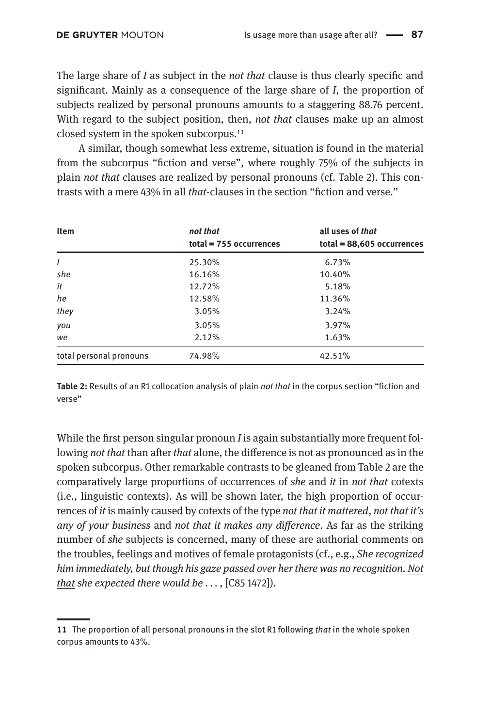The large share of *I* as subject in the *not that* clause is thus clearly specific and significant. Mainly as a consequence of the large share of *I*, the proportion of subjects realized by personal pronouns amounts to a staggering 88.76 percent. With regard to the subject position, then, *not that* clauses make up an almost closed system in the spoken subcorpus.[11]

A similar, though somewhat less extreme, situation is found in the material from the subcorpus "fiction and verse", where roughly 75% of the subjects in plain *not that* clauses are realized by personal pronouns (cf. Table 2). This contrasts with a mere 43% in all *that*-clauses in the section "fiction and verse."

| Item | ***not that*** total = 755 occurrences | **all uses of *that*** total = 88,605 occurrences |
|---|---|---|
| *I* | 25.30% | 6.73% |
| *she* | 16.16% | 10.40% |
| *it* | 12.72% | 5.18% |
| *he* | 12.58% | 11.36% |
| *they* | 3.05% | 3.24% |
| *you* | 3.05% | 3.97% |
| *we* | 2.12% | 1.63% |
| total personal pronouns | 74.98% | 42.51% |

**Table 2:** Results of an R1 collocation analysis of plain *not that* in the corpus section "fiction and verse"

While the first person singular pronoun *I* is again substantially more frequent following *not that* than after *that* alone, the difference is not as pronounced as in the spoken subcorpus. Other remarkable contrasts to be gleaned from Table 2 are the comparatively large proportions of occurrences of *she* and *it* in *not that* cotexts (i.e., linguistic contexts). As will be shown later, the high proportion of occurrences of *it* is mainly caused by cotexts of the type *not that it mattered*, *not that it's any of your business* and *not that it makes any difference*. As far as the striking number of *she* subjects is concerned, many of these are authorial comments on the troubles, feelings and motives of female protagonists (cf., e.g., *She recognized him immediately, but though his gaze passed over her there was no recognition. Not that she expected there would be* . . . , [C85 1472]).

11 The proportion of all personal pronouns in the slot R1 following *that* in the whole spoken corpus amounts to 43%.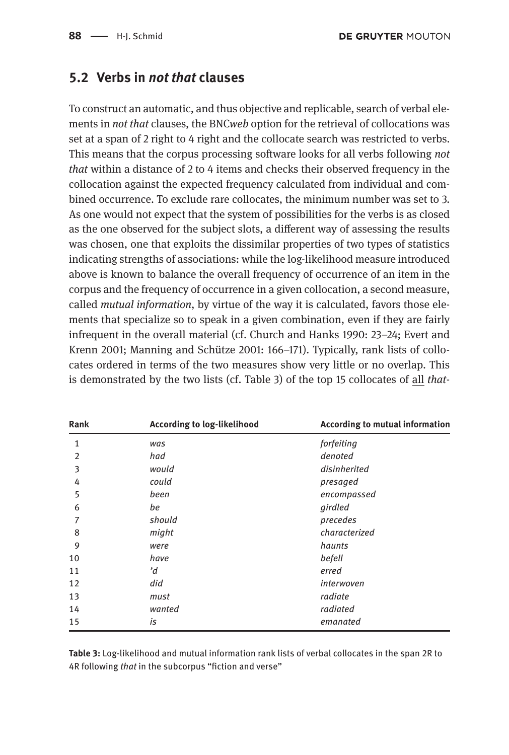## 5.2 Verbs in *not that* clauses

To construct an automatic, and thus objective and replicable, search of verbal elements in *not that* clauses, the BNC*web* option for the retrieval of collocations was set at a span of 2 right to 4 right and the collocate search was restricted to verbs. This means that the corpus processing software looks for all verbs following *not that* within a distance of 2 to 4 items and checks their observed frequency in the collocation against the expected frequency calculated from individual and combined occurrence. To exclude rare collocates, the minimum number was set to 3. As one would not expect that the system of possibilities for the verbs is as closed as the one observed for the subject slots, a different way of assessing the results was chosen, one that exploits the dissimilar properties of two types of statistics indicating strengths of associations: while the log-likelihood measure introduced above is known to balance the overall frequency of occurrence of an item in the corpus and the frequency of occurrence in a given collocation, a second measure, called *mutual information*, by virtue of the way it is calculated, favors those elements that specialize so to speak in a given combination, even if they are fairly infrequent in the overall material (cf. Church and Hanks 1990: 23–24; Evert and Krenn 2001; Manning and Schütze 2001: 166–171). Typically, rank lists of collocates ordered in terms of the two measures show very little or no overlap. This is demonstrated by the two lists (cf. Table 3) of the top 15 collocates of all *that*-

| Rank | According to log-likelihood | According to mutual information |
|---|---|---|
| 1 | *was* | *forfeiting* |
| 2 | *had* | *denoted* |
| 3 | *would* | *disinherited* |
| 4 | *could* | *presaged* |
| 5 | *been* | *encompassed* |
| 6 | *be* | *girdled* |
| 7 | *should* | *precedes* |
| 8 | *might* | *characterized* |
| 9 | *were* | *haunts* |
| 10 | *have* | *befell* |
| 11 | *'d* | *erred* |
| 12 | *did* | *interwoven* |
| 13 | *must* | *radiate* |
| 14 | *wanted* | *radiated* |
| 15 | *is* | *emanated* |

**Table 3:** Log-likelihood and mutual information rank lists of verbal collocates in the span 2R to 4R following *that* in the subcorpus "fiction and verse"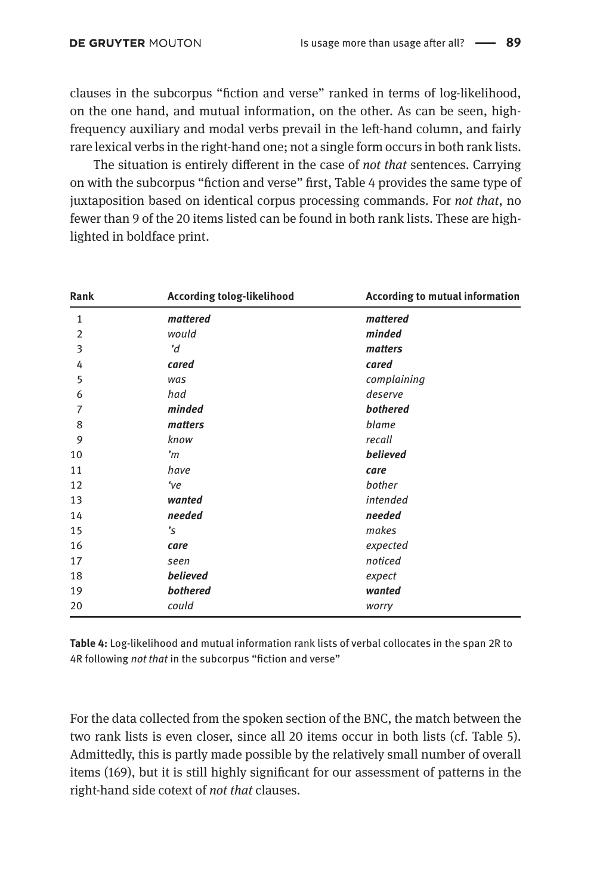clauses in the subcorpus "fiction and verse" ranked in terms of log-likelihood, on the one hand, and mutual information, on the other. As can be seen, high-frequency auxiliary and modal verbs prevail in the left-hand column, and fairly rare lexical verbs in the right-hand one; not a single form occurs in both rank lists.

The situation is entirely different in the case of *not that* sentences. Carrying on with the subcorpus "fiction and verse" first, Table 4 provides the same type of juxtaposition based on identical corpus processing commands. For *not that*, no fewer than 9 of the 20 items listed can be found in both rank lists. These are highlighted in boldface print.

| Rank | According tolog-likelihood | According to mutual information |
|---|---|---|
| 1 | ***mattered*** | ***mattered*** |
| 2 | *would* | ***minded*** |
| 3 | *'d* | ***matters*** |
| 4 | ***cared*** | ***cared*** |
| 5 | *was* | *complaining* |
| 6 | *had* | *deserve* |
| 7 | ***minded*** | ***bothered*** |
| 8 | ***matters*** | *blame* |
| 9 | *know* | *recall* |
| 10 | *'m* | ***believed*** |
| 11 | *have* | ***care*** |
| 12 | *'ve* | *bother* |
| 13 | ***wanted*** | *intended* |
| 14 | ***needed*** | ***needed*** |
| 15 | *'s* | *makes* |
| 16 | ***care*** | *expected* |
| 17 | *seen* | *noticed* |
| 18 | ***believed*** | *expect* |
| 19 | ***bothered*** | ***wanted*** |
| 20 | *could* | *worry* |

**Table 4:** Log-likelihood and mutual information rank lists of verbal collocates in the span 2R to 4R following *not that* in the subcorpus "fiction and verse"

For the data collected from the spoken section of the BNC, the match between the two rank lists is even closer, since all 20 items occur in both lists (cf. Table 5). Admittedly, this is partly made possible by the relatively small number of overall items (169), but it is still highly significant for our assessment of patterns in the right-hand side cotext of *not that* clauses.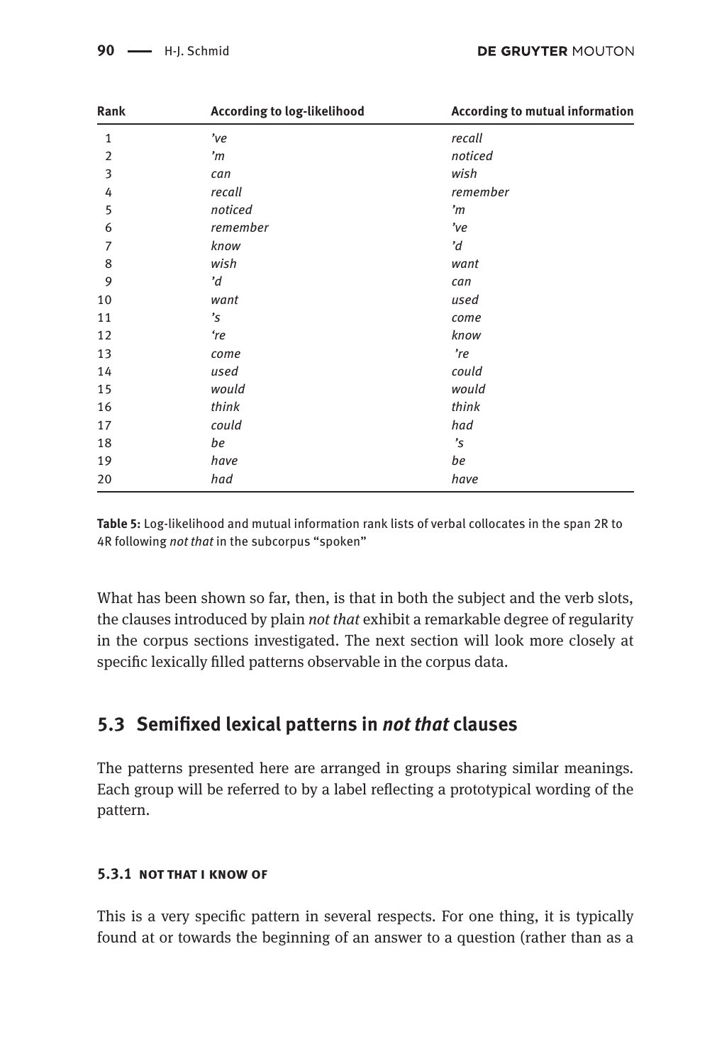| Rank | According to log-likelihood | According to mutual information |
|---|---|---|
| 1 | *'ve* | *recall* |
| 2 | *'m* | *noticed* |
| 3 | *can* | *wish* |
| 4 | *recall* | *remember* |
| 5 | *noticed* | *'m* |
| 6 | *remember* | *'ve* |
| 7 | *know* | *'d* |
| 8 | *wish* | *want* |
| 9 | *'d* | *can* |
| 10 | *want* | *used* |
| 11 | *'s* | *come* |
| 12 | *'re* | *know* |
| 13 | *come* | *'re* |
| 14 | *used* | *could* |
| 15 | *would* | *would* |
| 16 | *think* | *think* |
| 17 | *could* | *had* |
| 18 | *be* | *'s* |
| 19 | *have* | *be* |
| 20 | *had* | *have* |

**Table 5:** Log-likelihood and mutual information rank lists of verbal collocates in the span 2R to 4R following *not that* in the subcorpus "spoken"

What has been shown so far, then, is that in both the subject and the verb slots, the clauses introduced by plain *not that* exhibit a remarkable degree of regularity in the corpus sections investigated. The next section will look more closely at specific lexically filled patterns observable in the corpus data.

## 5.3 Semifixed lexical patterns in *not that* clauses

The patterns presented here are arranged in groups sharing similar meanings. Each group will be referred to by a label reflecting a prototypical wording of the pattern.

#### 5.3.1 NOT THAT I KNOW OF

This is a very specific pattern in several respects. For one thing, it is typically found at or towards the beginning of an answer to a question (rather than as a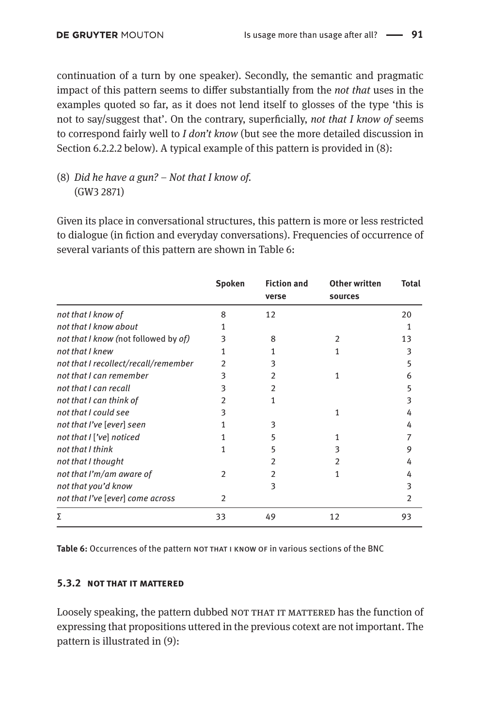continuation of a turn by one speaker). Secondly, the semantic and pragmatic impact of this pattern seems to differ substantially from the *not that* uses in the examples quoted so far, as it does not lend itself to glosses of the type 'this is not to say/suggest that'. On the contrary, superficially, *not that I know of* seems to correspond fairly well to *I don't know* (but see the more detailed discussion in Section 6.2.2.2 below). A typical example of this pattern is provided in (8):

(8) *Did he have a gun? – Not that I know of.*
(GW3 2871)

Given its place in conversational structures, this pattern is more or less restricted to dialogue (in fiction and everyday conversations). Frequencies of occurrence of several variants of this pattern are shown in Table 6:

| | **Spoken** | **Fiction and verse** | **Other written sources** | **Total** |
|---|---|---|---|---|
| *not that I know of* | 8 | 12 | | 20 |
| *not that I know about* | 1 | | | 1 |
| *not that I know (*not followed by *of)* | 3 | 8 | 2 | 13 |
| *not that I knew* | 1 | 1 | 1 | 3 |
| *not that I recollect/recall/remember* | 2 | 3 | | 5 |
| *not that I can remember* | 3 | 2 | 1 | 6 |
| *not that I can recall* | 3 | 2 | | 5 |
| *not that I can think of* | 2 | 1 | | 3 |
| *not that I could see* | 3 | | 1 | 4 |
| *not that I've [ever] seen* | 1 | 3 | | 4 |
| *not that I ['ve] noticed* | 1 | 5 | 1 | 7 |
| *not that I think* | 1 | 5 | 3 | 9 |
| *not that I thought* | | 2 | 2 | 4 |
| *not that I'm/am aware of* | 2 | 2 | 1 | 4 |
| *not that you'd know* | | 3 | | 3 |
| *not that I've [ever] come across* | 2 | | | 2 |
| Σ | 33 | 49 | 12 | 93 |

**Table 6:** Occurrences of the pattern NOT THAT I KNOW OF in various sections of the BNC

### 5.3.2 NOT THAT IT MATTERED

Loosely speaking, the pattern dubbed NOT THAT IT MATTERED has the function of expressing that propositions uttered in the previous cotext are not important. The pattern is illustrated in (9):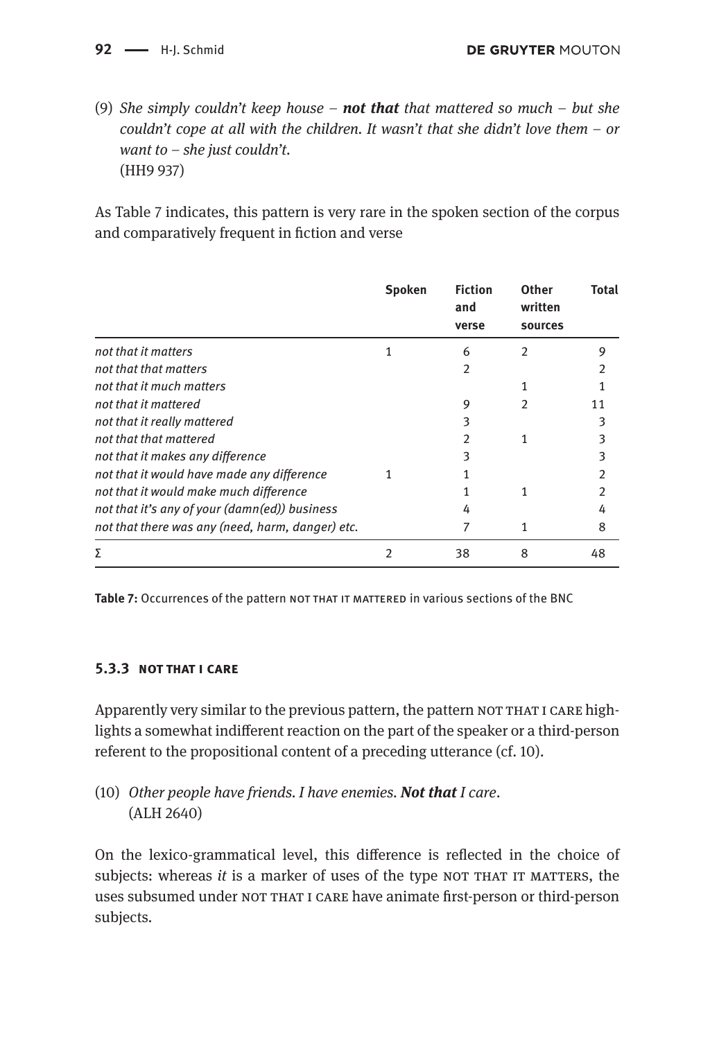(9) *She simply couldn't keep house – **not that** that mattered so much – but she couldn't cope at all with the children. It wasn't that she didn't love them – or want to – she just couldn't.*
(HH9 937)

As Table 7 indicates, this pattern is very rare in the spoken section of the corpus and comparatively frequent in fiction and verse

| | Spoken | Fiction and verse | Other written sources | Total |
|---|---|---|---|---|
| *not that it matters* | 1 | 6 | 2 | 9 |
| *not that that matters* | | 2 | | 2 |
| *not that it much matters* | | | 1 | 1 |
| *not that it mattered* | | 9 | 2 | 11 |
| *not that it really mattered* | | 3 | | 3 |
| *not that that mattered* | | 2 | 1 | 3 |
| *not that it makes any difference* | | 3 | | 3 |
| *not that it would have made any difference* | 1 | 1 | | 2 |
| *not that it would make much difference* | | 1 | 1 | 2 |
| *not that it's any of your (damn(ed)) business* | | 4 | | 4 |
| *not that there was any (need, harm, danger) etc.* | | 7 | 1 | 8 |
| Σ | 2 | 38 | 8 | 48 |

**Table 7:** Occurrences of the pattern NOT THAT IT MATTERED in various sections of the BNC

### 5.3.3 NOT THAT I CARE

Apparently very similar to the previous pattern, the pattern NOT THAT I CARE highlights a somewhat indifferent reaction on the part of the speaker or a third-person referent to the propositional content of a preceding utterance (cf. 10).

(10) *Other people have friends. I have enemies. **Not that** I care.*
(ALH 2640)

On the lexico-grammatical level, this difference is reflected in the choice of subjects: whereas *it* is a marker of uses of the type NOT THAT IT MATTERS, the uses subsumed under NOT THAT I CARE have animate first-person or third-person subjects.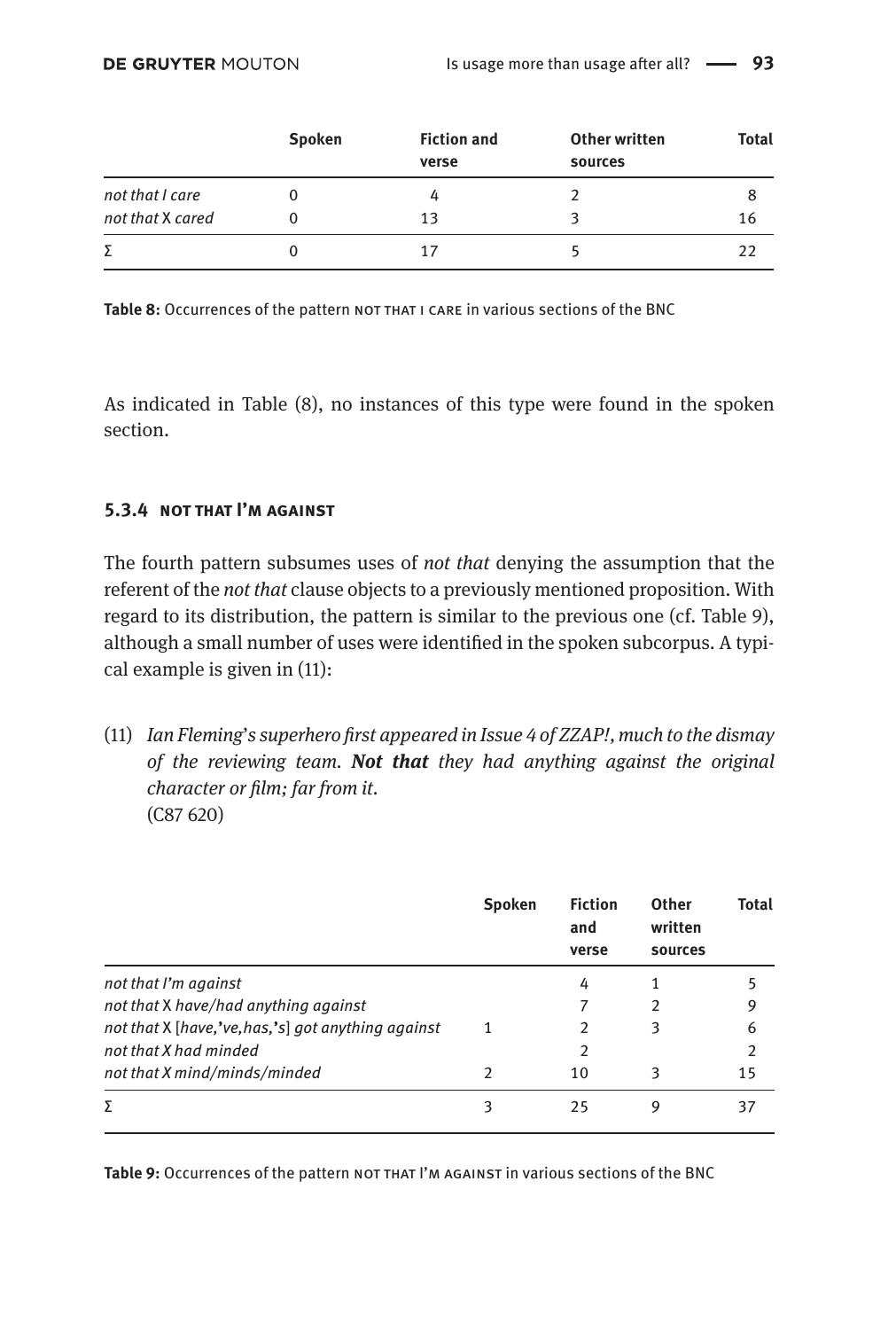| | Spoken | Fiction and verse | Other written sources | Total |
|---|---|---|---|---|
| *not that I care* | 0 | 4 | 2 | 8 |
| *not that* X *cared* | 0 | 13 | 3 | 16 |
| Σ | 0 | 17 | 5 | 22 |

**Table 8:** Occurrences of the pattern NOT THAT I CARE in various sections of the BNC

As indicated in Table (8), no instances of this type were found in the spoken section.

### 5.3.4 NOT THAT I'M AGAINST

The fourth pattern subsumes uses of *not that* denying the assumption that the referent of the *not that* clause objects to a previously mentioned proposition. With regard to its distribution, the pattern is similar to the previous one (cf. Table 9), although a small number of uses were identified in the spoken subcorpus. A typical example is given in (11):

(11) *Ian Fleming's superhero first appeared in Issue 4 of ZZAP!, much to the dismay of the reviewing team.* ***Not that*** *they had anything against the original character or film; far from it.*
(C87 620)

| | Spoken | Fiction and verse | Other written sources | Total |
|---|---|---|---|---|
| *not that I'm against* | | 4 | 1 | 5 |
| *not that* X *have/had anything against* | | 7 | 2 | 9 |
| *not that* X [*have,'ve,has,'s*] *got anything against* | 1 | 2 | 3 | 6 |
| *not that X had minded* | | 2 | | 2 |
| *not that X mind/minds/minded* | 2 | 10 | 3 | 15 |
| Σ | 3 | 25 | 9 | 37 |

**Table 9:** Occurrences of the pattern NOT THAT I'M AGAINST in various sections of the BNC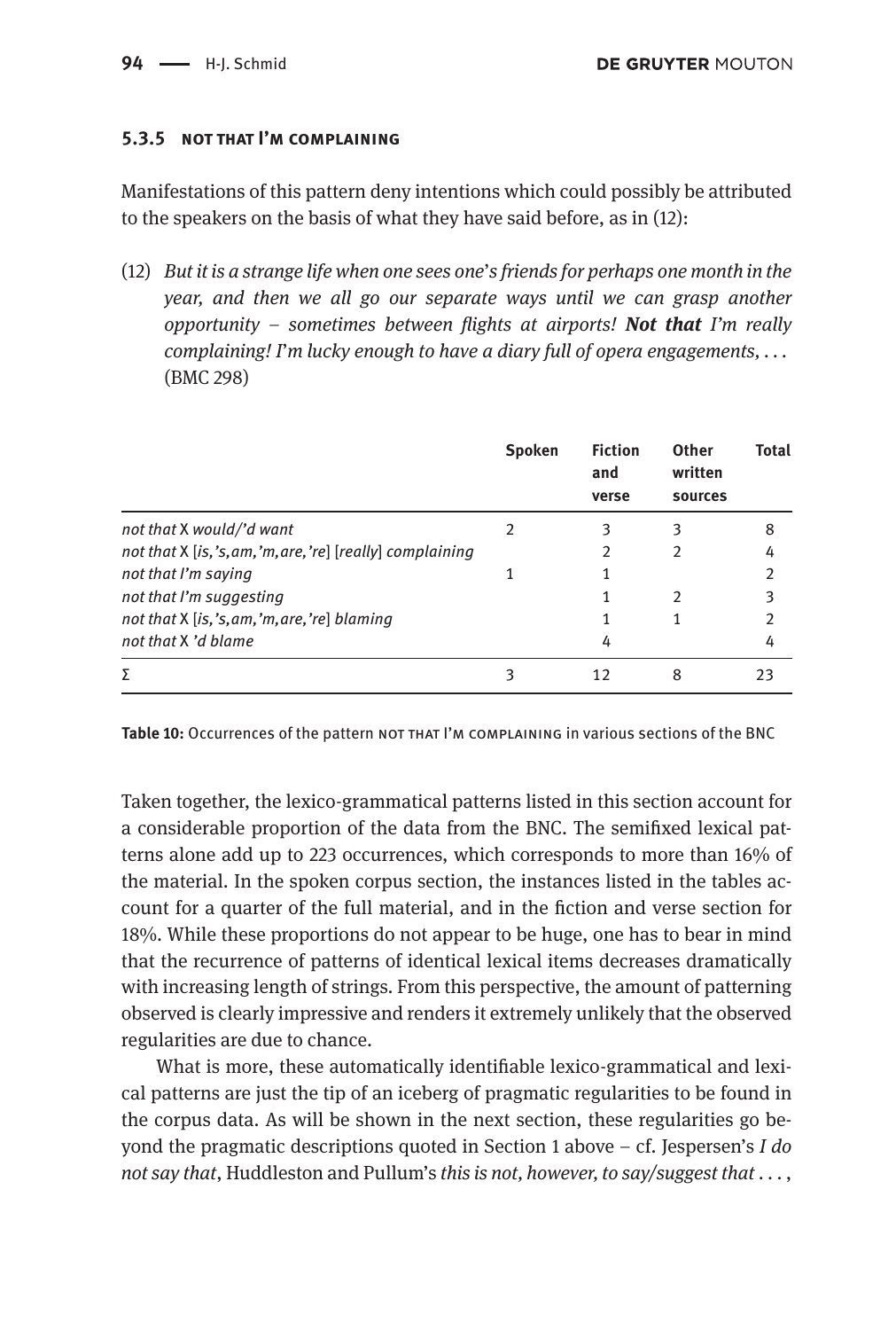### 5.3.5 NOT THAT I'M COMPLAINING

Manifestations of this pattern deny intentions which could possibly be attributed to the speakers on the basis of what they have said before, as in (12):

(12) *But it is a strange life when one sees one's friends for perhaps one month in the year, and then we all go our separate ways until we can grasp another opportunity – sometimes between flights at airports! **Not that** I'm really complaining! I'm lucky enough to have a diary full of opera engagements, . . .* (BMC 298)

| | Spoken | Fiction and verse | Other written sources | Total |
|---|---|---|---|---|
| *not that* X *would/'d want* | 2 | 3 | 3 | 8 |
| *not that* X [*is,'s,am,'m,are,'re*] [*really*] *complaining* | | 2 | 2 | 4 |
| *not that I'm saying* | 1 | 1 | | 2 |
| *not that I'm suggesting* | | 1 | 2 | 3 |
| *not that* X [*is,'s,am,'m,are,'re*] *blaming* | | 1 | 1 | 2 |
| *not that* X *'d blame* | | 4 | | 4 |
| Σ | 3 | 12 | 8 | 23 |

**Table 10:** Occurrences of the pattern NOT THAT I'M COMPLAINING in various sections of the BNC

Taken together, the lexico-grammatical patterns listed in this section account for a considerable proportion of the data from the BNC. The semifixed lexical patterns alone add up to 223 occurrences, which corresponds to more than 16% of the material. In the spoken corpus section, the instances listed in the tables account for a quarter of the full material, and in the fiction and verse section for 18%. While these proportions do not appear to be huge, one has to bear in mind that the recurrence of patterns of identical lexical items decreases dramatically with increasing length of strings. From this perspective, the amount of patterning observed is clearly impressive and renders it extremely unlikely that the observed regularities are due to chance.

What is more, these automatically identifiable lexico-grammatical and lexical patterns are just the tip of an iceberg of pragmatic regularities to be found in the corpus data. As will be shown in the next section, these regularities go beyond the pragmatic descriptions quoted in Section 1 above – cf. Jespersen's *I do not say that*, Huddleston and Pullum's *this is not, however, to say/suggest that . . .*,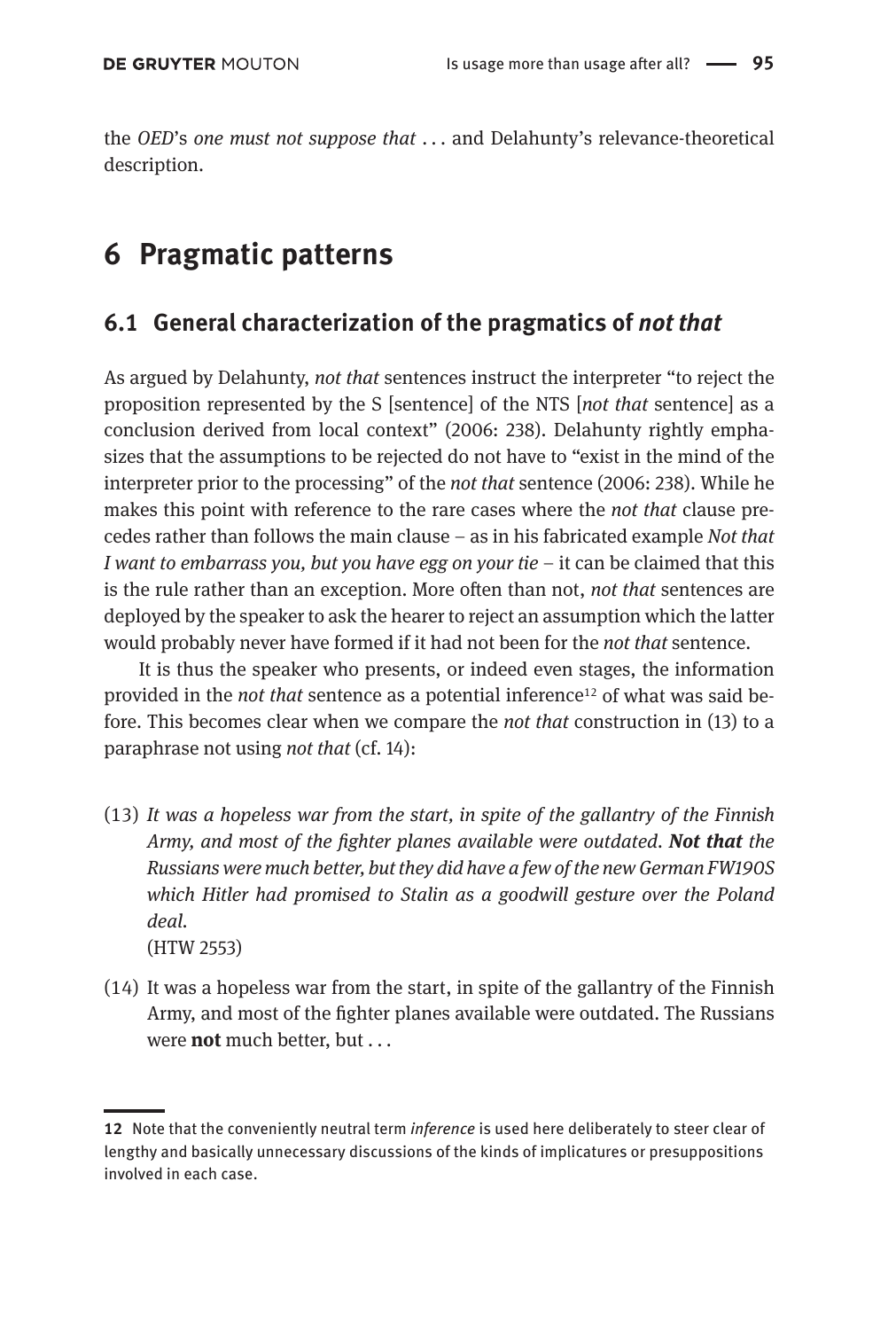the *OED*'s *one must not suppose that* . . . and Delahunty's relevance-theoretical description.

# 6 Pragmatic patterns

## 6.1 General characterization of the pragmatics of *not that*

As argued by Delahunty, *not that* sentences instruct the interpreter "to reject the proposition represented by the S [sentence] of the NTS [*not that* sentence] as a conclusion derived from local context" (2006: 238). Delahunty rightly emphasizes that the assumptions to be rejected do not have to "exist in the mind of the interpreter prior to the processing" of the *not that* sentence (2006: 238). While he makes this point with reference to the rare cases where the *not that* clause precedes rather than follows the main clause – as in his fabricated example *Not that I want to embarrass you, but you have egg on your tie* – it can be claimed that this is the rule rather than an exception. More often than not, *not that* sentences are deployed by the speaker to ask the hearer to reject an assumption which the latter would probably never have formed if it had not been for the *not that* sentence.

It is thus the speaker who presents, or indeed even stages, the information provided in the *not that* sentence as a potential inference[12] of what was said before. This becomes clear when we compare the *not that* construction in (13) to a paraphrase not using *not that* (cf. 14):

(13) *It was a hopeless war from the start, in spite of the gallantry of the Finnish Army, and most of the fighter planes available were outdated.* ***Not that*** *the Russians were much better, but they did have a few of the new German FW190S which Hitler had promised to Stalin as a goodwill gesture over the Poland deal.*
(HTW 2553)

(14) It was a hopeless war from the start, in spite of the gallantry of the Finnish Army, and most of the fighter planes available were outdated. The Russians were **not** much better, but . . .

12 Note that the conveniently neutral term *inference* is used here deliberately to steer clear of lengthy and basically unnecessary discussions of the kinds of implicatures or presuppositions involved in each case.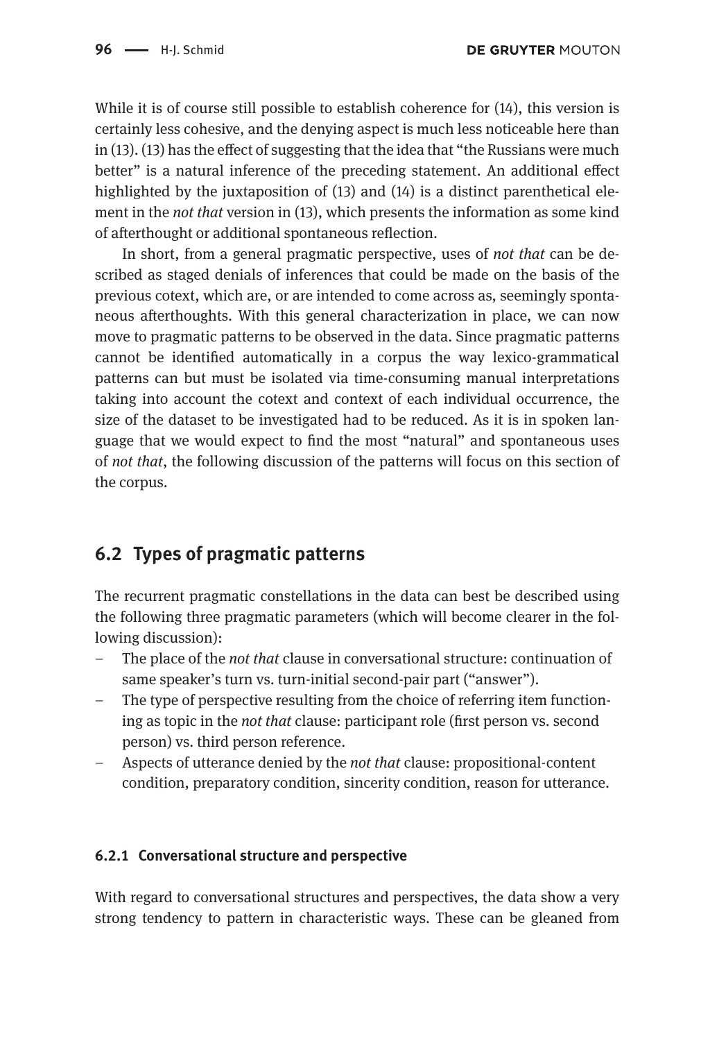While it is of course still possible to establish coherence for (14), this version is certainly less cohesive, and the denying aspect is much less noticeable here than in (13). (13) has the effect of suggesting that the idea that "the Russians were much better" is a natural inference of the preceding statement. An additional effect highlighted by the juxtaposition of (13) and (14) is a distinct parenthetical element in the *not that* version in (13), which presents the information as some kind of afterthought or additional spontaneous reflection.

In short, from a general pragmatic perspective, uses of *not that* can be described as staged denials of inferences that could be made on the basis of the previous cotext, which are, or are intended to come across as, seemingly spontaneous afterthoughts. With this general characterization in place, we can now move to pragmatic patterns to be observed in the data. Since pragmatic patterns cannot be identified automatically in a corpus the way lexico-grammatical patterns can but must be isolated via time-consuming manual interpretations taking into account the cotext and context of each individual occurrence, the size of the dataset to be investigated had to be reduced. As it is in spoken language that we would expect to find the most "natural" and spontaneous uses of *not that*, the following discussion of the patterns will focus on this section of the corpus.

## 6.2 Types of pragmatic patterns

The recurrent pragmatic constellations in the data can best be described using the following three pragmatic parameters (which will become clearer in the following discussion):

- The place of the *not that* clause in conversational structure: continuation of same speaker's turn vs. turn-initial second-pair part ("answer").
- The type of perspective resulting from the choice of referring item functioning as topic in the *not that* clause: participant role (first person vs. second person) vs. third person reference.
- Aspects of utterance denied by the *not that* clause: propositional-content condition, preparatory condition, sincerity condition, reason for utterance.

### 6.2.1 Conversational structure and perspective

With regard to conversational structures and perspectives, the data show a very strong tendency to pattern in characteristic ways. These can be gleaned from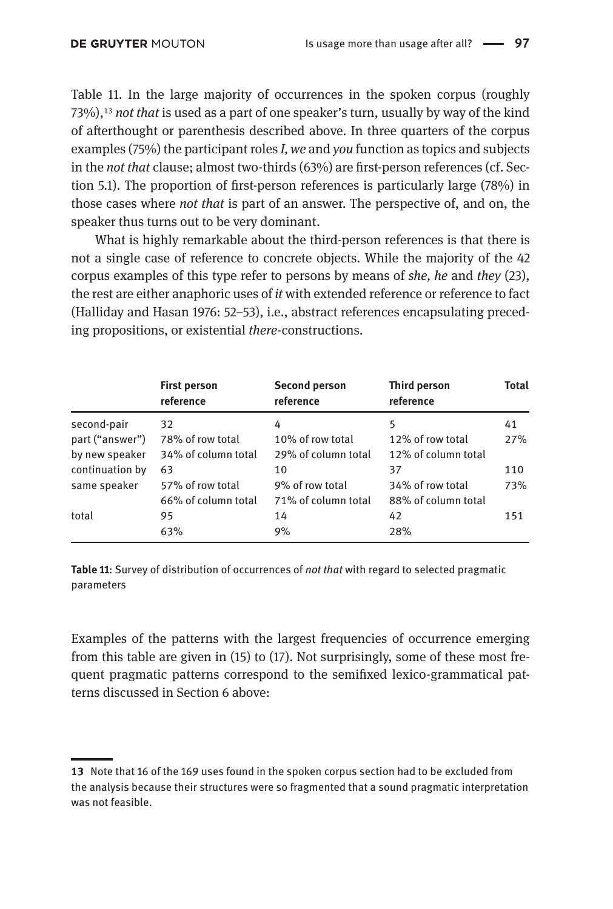Table 11. In the large majority of occurrences in the spoken corpus (roughly 73%),[13] *not that* is used as a part of one speaker's turn, usually by way of the kind of afterthought or parenthesis described above. In three quarters of the corpus examples (75%) the participant roles *I, we* and *you* function as topics and subjects in the *not that* clause; almost two-thirds (63%) are first-person references (cf. Section 5.1). The proportion of first-person references is particularly large (78%) in those cases where *not that* is part of an answer. The perspective of, and on, the speaker thus turns out to be very dominant.

What is highly remarkable about the third-person references is that there is not a single case of reference to concrete objects. While the majority of the 42 corpus examples of this type refer to persons by means of *she, he* and *they* (23), the rest are either anaphoric uses of *it* with extended reference or reference to fact (Halliday and Hasan 1976: 52–53), i.e., abstract references encapsulating preceding propositions, or existential *there*-constructions.

| | **First person reference** | **Second person reference** | **Third person reference** | **Total** |
|---|---|---|---|---|
| second-pair part ("answer") by new speaker | 32<br>78% of row total<br>34% of column total | 4<br>10% of row total<br>29% of column total | 5<br>12% of row total<br>12% of column total | 41<br>27% |
| continuation by same speaker | 63<br>57% of row total<br>66% of column total | 10<br>9% of row total<br>71% of column total | 37<br>34% of row total<br>88% of column total | 110<br>73% |
| total | 95<br>63% | 14<br>9% | 42<br>28% | 151 |

**Table 11**: Survey of distribution of occurrences of *not that* with regard to selected pragmatic parameters

Examples of the patterns with the largest frequencies of occurrence emerging from this table are given in (15) to (17). Not surprisingly, some of these most frequent pragmatic patterns correspond to the semifixed lexico-grammatical patterns discussed in Section 6 above:

---

**13** Note that 16 of the 169 uses found in the spoken corpus section had to be excluded from the analysis because their structures were so fragmented that a sound pragmatic interpretation was not feasible.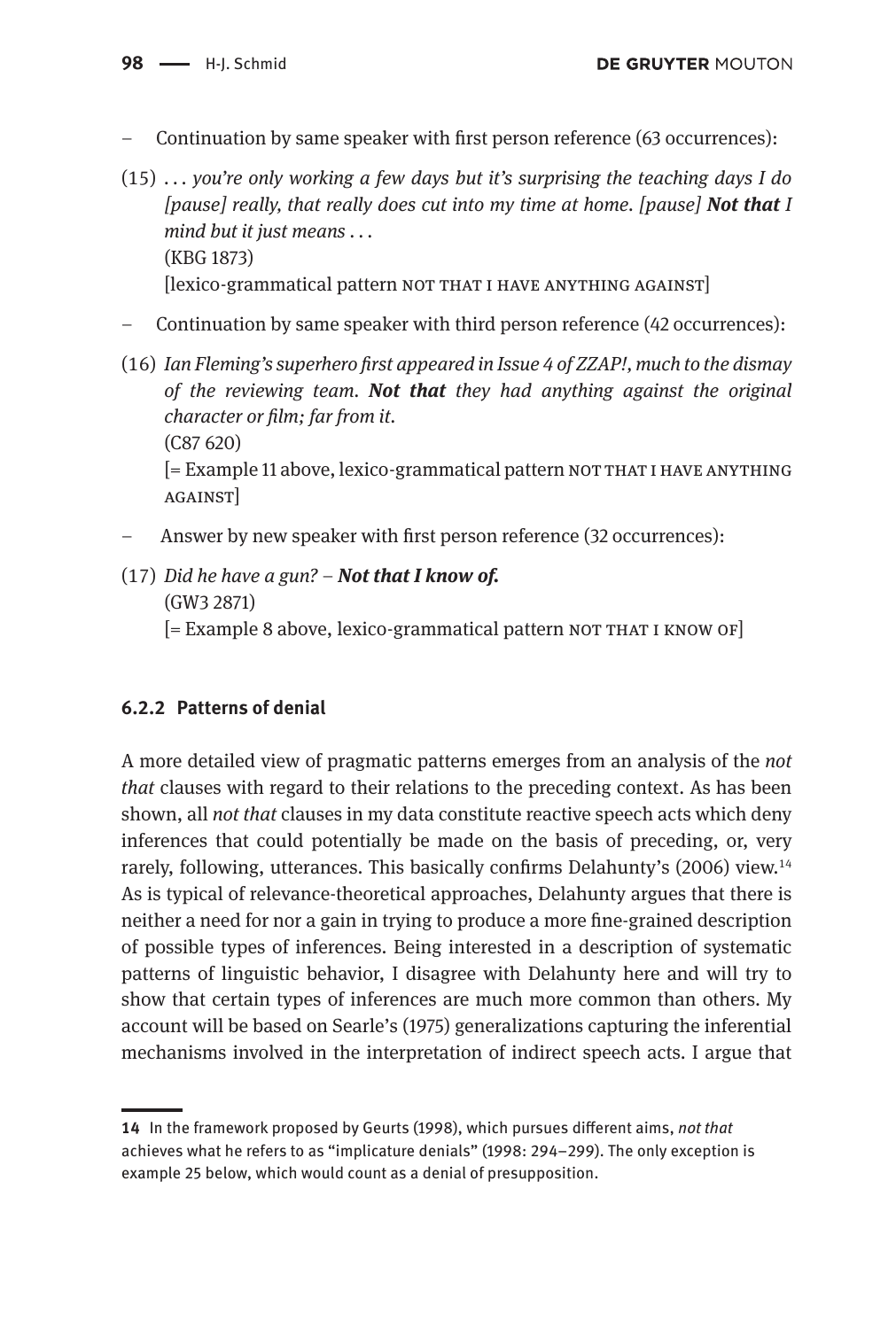– Continuation by same speaker with first person reference (63 occurrences):

(15) . . . *you're only working a few days but it's surprising the teaching days I do [pause] really, that really does cut into my time at home. [pause]* ***Not that*** *I mind but it just means . . .*
(KBG 1873)
[lexico-grammatical pattern NOT THAT I HAVE ANYTHING AGAINST]

– Continuation by same speaker with third person reference (42 occurrences):

(16) *Ian Fleming's superhero first appeared in Issue 4 of ZZAP!, much to the dismay of the reviewing team.* ***Not that*** *they had anything against the original character or film; far from it.*
(C87 620)
[= Example 11 above, lexico-grammatical pattern NOT THAT I HAVE ANYTHING AGAINST]

– Answer by new speaker with first person reference (32 occurrences):

(17) *Did he have a gun? –* ***Not that I know of.***
(GW3 2871)
[= Example 8 above, lexico-grammatical pattern NOT THAT I KNOW OF]

### 6.2.2 Patterns of denial

A more detailed view of pragmatic patterns emerges from an analysis of the *not that* clauses with regard to their relations to the preceding context. As has been shown, all *not that* clauses in my data constitute reactive speech acts which deny inferences that could potentially be made on the basis of preceding, or, very rarely, following, utterances. This basically confirms Delahunty's (2006) view.[14] As is typical of relevance-theoretical approaches, Delahunty argues that there is neither a need for nor a gain in trying to produce a more fine-grained description of possible types of inferences. Being interested in a description of systematic patterns of linguistic behavior, I disagree with Delahunty here and will try to show that certain types of inferences are much more common than others. My account will be based on Searle's (1975) generalizations capturing the inferential mechanisms involved in the interpretation of indirect speech acts. I argue that

**14** In the framework proposed by Geurts (1998), which pursues different aims, *not that* achieves what he refers to as "implicature denials" (1998: 294–299). The only exception is example 25 below, which would count as a denial of presupposition.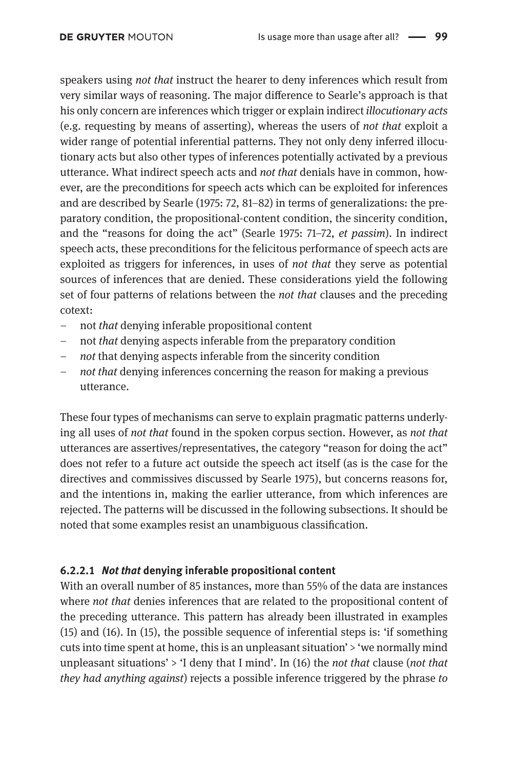speakers using *not that* instruct the hearer to deny inferences which result from very similar ways of reasoning. The major difference to Searle's approach is that his only concern are inferences which trigger or explain indirect *illocutionary acts* (e.g. requesting by means of asserting), whereas the users of *not that* exploit a wider range of potential inferential patterns. They not only deny inferred illocutionary acts but also other types of inferences potentially activated by a previous utterance. What indirect speech acts and *not that* denials have in common, however, are the preconditions for speech acts which can be exploited for inferences and are described by Searle (1975: 72, 81–82) in terms of generalizations: the preparatory condition, the propositional-content condition, the sincerity condition, and the "reasons for doing the act" (Searle 1975: 71–72, *et passim*). In indirect speech acts, these preconditions for the felicitous performance of speech acts are exploited as triggers for inferences, in uses of *not that* they serve as potential sources of inferences that are denied. These considerations yield the following set of four patterns of relations between the *not that* clauses and the preceding cotext:

- not *that* denying inferable propositional content
- not *that* denying aspects inferable from the preparatory condition
- *not* that denying aspects inferable from the sincerity condition
- *not that* denying inferences concerning the reason for making a previous utterance.

These four types of mechanisms can serve to explain pragmatic patterns underlying all uses of *not that* found in the spoken corpus section. However, as *not that* utterances are assertives/representatives, the category "reason for doing the act" does not refer to a future act outside the speech act itself (as is the case for the directives and commissives discussed by Searle 1975), but concerns reasons for, and the intentions in, making the earlier utterance, from which inferences are rejected. The patterns will be discussed in the following subsections. It should be noted that some examples resist an unambiguous classification.

#### 6.2.2.1 ***Not that*** **denying inferable propositional content**

With an overall number of 85 instances, more than 55% of the data are instances where *not that* denies inferences that are related to the propositional content of the preceding utterance. This pattern has already been illustrated in examples (15) and (16). In (15), the possible sequence of inferential steps is: 'if something cuts into time spent at home, this is an unpleasant situation' > 'we normally mind unpleasant situations' > 'I deny that I mind'. In (16) the *not that* clause (*not that they had anything against*) rejects a possible inference triggered by the phrase *to*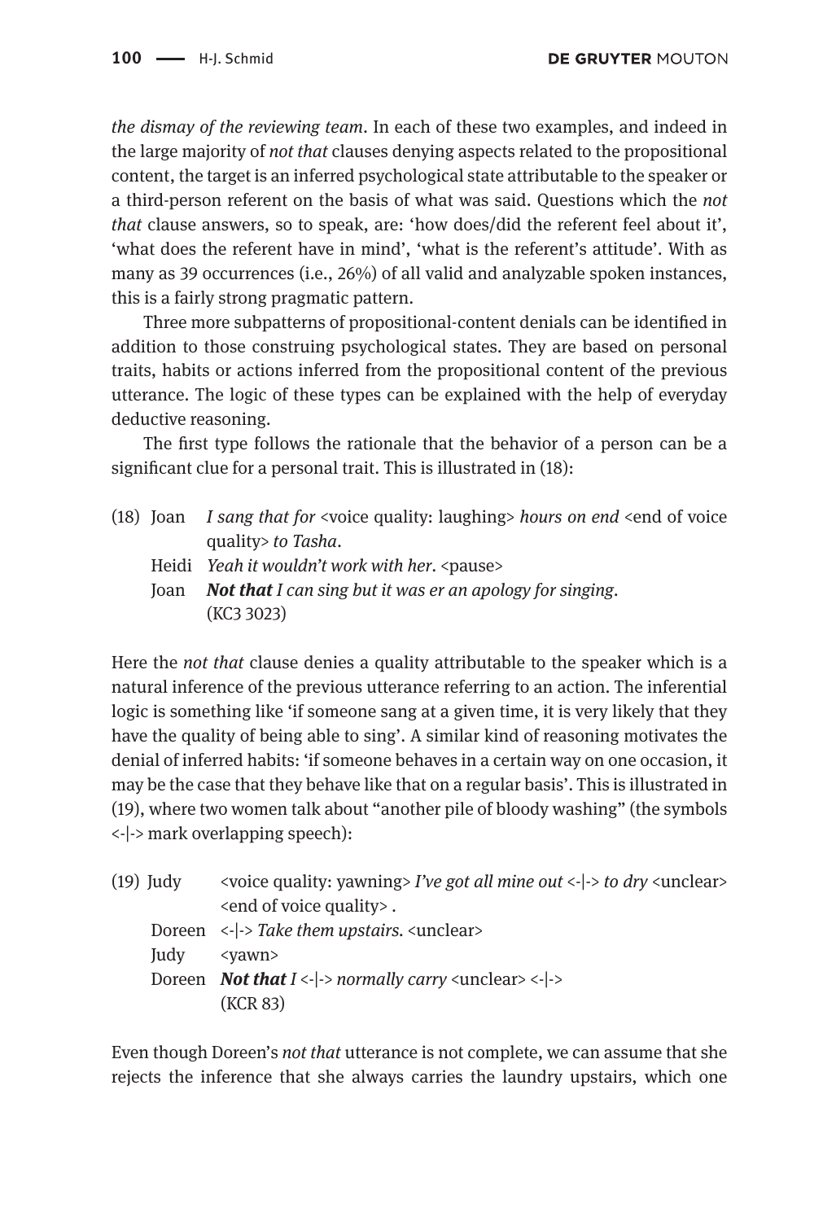*the dismay of the reviewing team*. In each of these two examples, and indeed in the large majority of *not that* clauses denying aspects related to the propositional content, the target is an inferred psychological state attributable to the speaker or a third-person referent on the basis of what was said. Questions which the *not that* clause answers, so to speak, are: 'how does/did the referent feel about it', 'what does the referent have in mind', 'what is the referent's attitude'. With as many as 39 occurrences (i.e., 26%) of all valid and analyzable spoken instances, this is a fairly strong pragmatic pattern.

Three more subpatterns of propositional-content denials can be identified in addition to those construing psychological states. They are based on personal traits, habits or actions inferred from the propositional content of the previous utterance. The logic of these types can be explained with the help of everyday deductive reasoning.

The first type follows the rationale that the behavior of a person can be a significant clue for a personal trait. This is illustrated in (18):

(18) Joan *I sang that for* <voice quality: laughing> *hours on end* <end of voice quality> *to Tasha*.
Heidi *Yeah it wouldn't work with her*. <pause>
Joan ***Not that*** *I can sing but it was er an apology for singing*.
(KC3 3023)

Here the *not that* clause denies a quality attributable to the speaker which is a natural inference of the previous utterance referring to an action. The inferential logic is something like 'if someone sang at a given time, it is very likely that they have the quality of being able to sing'. A similar kind of reasoning motivates the denial of inferred habits: 'if someone behaves in a certain way on one occasion, it may be the case that they behave like that on a regular basis'. This is illustrated in (19), where two women talk about "another pile of bloody washing" (the symbols <-|-> mark overlapping speech):

(19) Judy <voice quality: yawning> *I've got all mine out* <-|-> *to dry* <unclear> <end of voice quality> .
Doreen <-|-> *Take them upstairs*. <unclear>
Judy <yawn>
Doreen ***Not that*** *I* <-|-> *normally carry* <unclear> <-|->
(KCR 83)

Even though Doreen's *not that* utterance is not complete, we can assume that she rejects the inference that she always carries the laundry upstairs, which one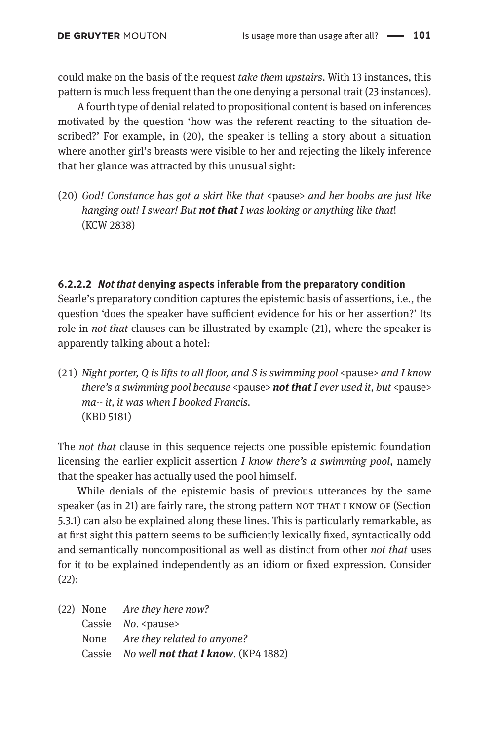could make on the basis of the request *take them upstairs*. With 13 instances, this pattern is much less frequent than the one denying a personal trait (23 instances).

A fourth type of denial related to propositional content is based on inferences motivated by the question 'how was the referent reacting to the situation described?' For example, in (20), the speaker is telling a story about a situation where another girl's breasts were visible to her and rejecting the likely inference that her glance was attracted by this unusual sight:

(20) *God! Constance has got a skirt like that* <pause> *and her boobs are just like hanging out! I swear! But* ***not that*** *I was looking or anything like that*!
(KCW 2838)

#### 6.2.2.2 *Not that* denying aspects inferable from the preparatory condition

Searle's preparatory condition captures the epistemic basis of assertions, i.e., the question 'does the speaker have sufficient evidence for his or her assertion?' Its role in *not that* clauses can be illustrated by example (21), where the speaker is apparently talking about a hotel:

(21) *Night porter, Q is lifts to all floor, and S is swimming pool* <pause> *and I know there's a swimming pool because* <pause> ***not that*** *I ever used it, but* <pause> *ma-- it, it was when I booked Francis.*
(KBD 5181)

The *not that* clause in this sequence rejects one possible epistemic foundation licensing the earlier explicit assertion *I know there's a swimming pool*, namely that the speaker has actually used the pool himself.

While denials of the epistemic basis of previous utterances by the same speaker (as in 21) are fairly rare, the strong pattern NOT THAT I KNOW OF (Section 5.3.1) can also be explained along these lines. This is particularly remarkable, as at first sight this pattern seems to be sufficiently lexically fixed, syntactically odd and semantically noncompositional as well as distinct from other *not that* uses for it to be explained independently as an idiom or fixed expression. Consider (22):

(22) None *Are they here now?*
Cassie *No*. <pause>
None *Are they related to anyone?*
Cassie *No well* ***not that I know***. (KP4 1882)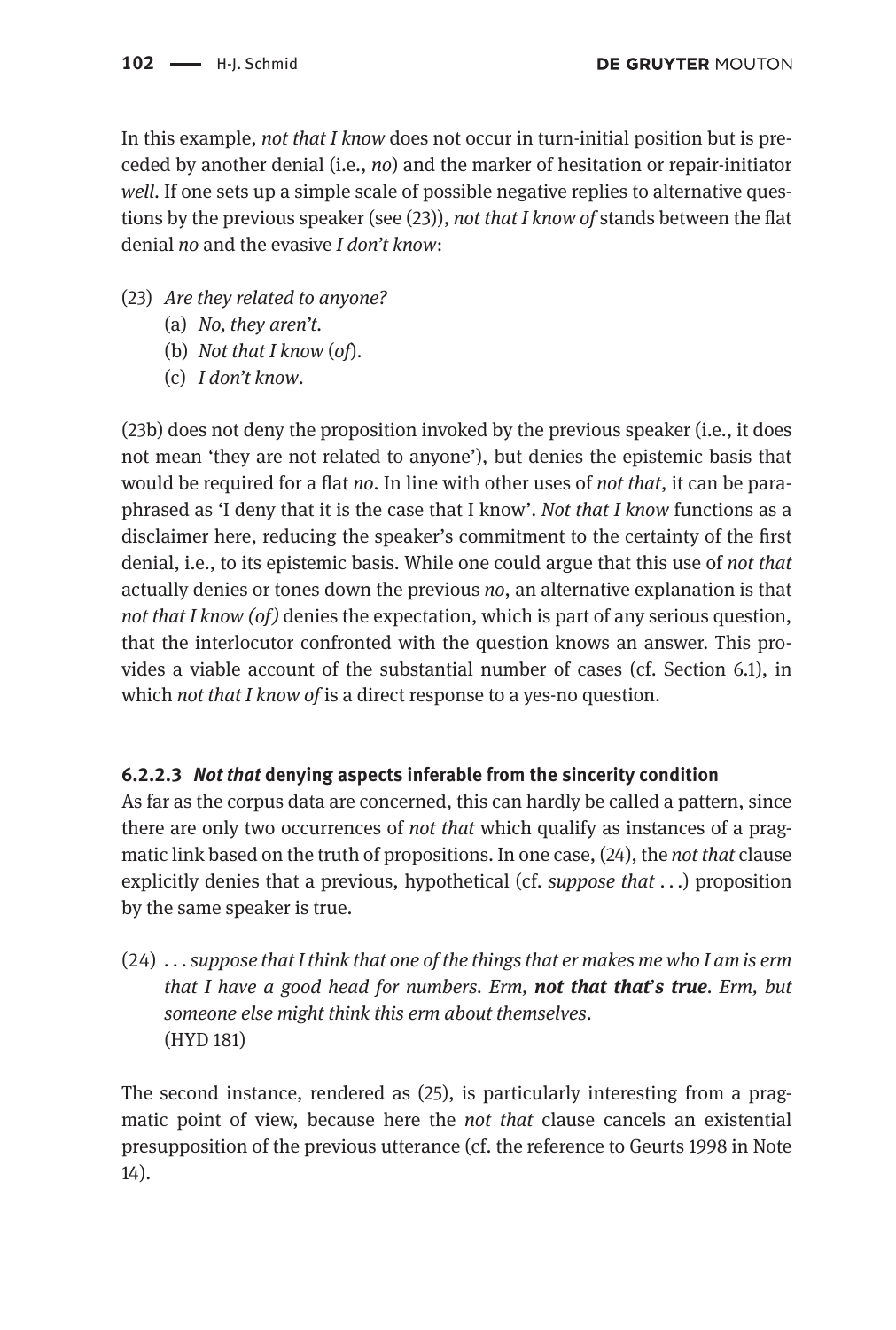In this example, *not that I know* does not occur in turn-initial position but is preceded by another denial (i.e., *no*) and the marker of hesitation or repair-initiator *well*. If one sets up a simple scale of possible negative replies to alternative questions by the previous speaker (see (23)), *not that I know of* stands between the flat denial *no* and the evasive *I don't know*:

(23) *Are they related to anyone?*
 (a) *No, they aren't.*
 (b) *Not that I know (of).*
 (c) *I don't know.*

(23b) does not deny the proposition invoked by the previous speaker (i.e., it does not mean 'they are not related to anyone'), but denies the epistemic basis that would be required for a flat *no*. In line with other uses of *not that*, it can be paraphrased as 'I deny that it is the case that I know'. *Not that I know* functions as a disclaimer here, reducing the speaker's commitment to the certainty of the first denial, i.e., to its epistemic basis. While one could argue that this use of *not that* actually denies or tones down the previous *no*, an alternative explanation is that *not that I know (of)* denies the expectation, which is part of any serious question, that the interlocutor confronted with the question knows an answer. This provides a viable account of the substantial number of cases (cf. Section 6.1), in which *not that I know of* is a direct response to a yes-no question.

#### 6.2.2.3 *Not that* denying aspects inferable from the sincerity condition

As far as the corpus data are concerned, this can hardly be called a pattern, since there are only two occurrences of *not that* which qualify as instances of a pragmatic link based on the truth of propositions. In one case, (24), the *not that* clause explicitly denies that a previous, hypothetical (cf. *suppose that* ...) proposition by the same speaker is true.

(24) ... *suppose that I think that one of the things that er makes me who I am is erm that I have a good head for numbers. Erm,* ***not that that's true****. Erm, but someone else might think this erm about themselves.*
 (HYD 181)

The second instance, rendered as (25), is particularly interesting from a pragmatic point of view, because here the *not that* clause cancels an existential presupposition of the previous utterance (cf. the reference to Geurts 1998 in Note 14).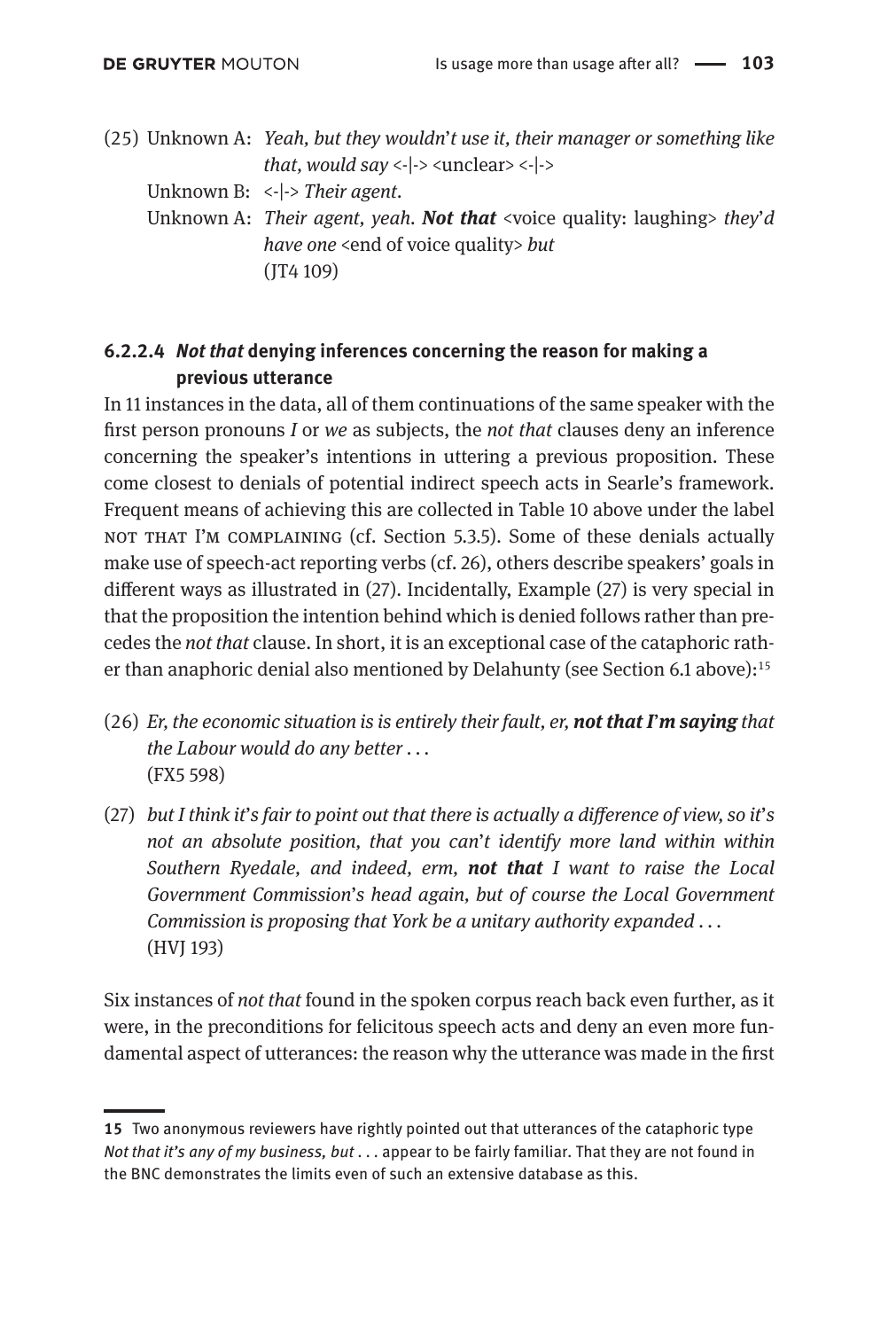(25) Unknown A: *Yeah, but they wouldn't use it, their manager or something like that, would say* <-|-> <unclear> <-|->
Unknown B: <-|-> *Their agent.*
Unknown A: *Their agent, yeah.* ***Not that*** <voice quality: laughing> *they'd have one* <end of voice quality> *but*
(JT4 109)

#### 6.2.2.4 *Not that* denying inferences concerning the reason for making a previous utterance

In 11 instances in the data, all of them continuations of the same speaker with the first person pronouns *I* or *we* as subjects, the *not that* clauses deny an inference concerning the speaker's intentions in uttering a previous proposition. These come closest to denials of potential indirect speech acts in Searle's framework. Frequent means of achieving this are collected in Table 10 above under the label NOT THAT I'M COMPLAINING (cf. Section 5.3.5). Some of these denials actually make use of speech-act reporting verbs (cf. 26), others describe speakers' goals in different ways as illustrated in (27). Incidentally, Example (27) is very special in that the proposition the intention behind which is denied follows rather than precedes the *not that* clause. In short, it is an exceptional case of the cataphoric rather than anaphoric denial also mentioned by Delahunty (see Section 6.1 above):[15]

(26) *Er, the economic situation is is entirely their fault, er,* ***not that I'm saying*** *that the Labour would do any better . . .*
(FX5 598)

(27) *but I think it's fair to point out that there is actually a difference of view, so it's not an absolute position, that you can't identify more land within within Southern Ryedale, and indeed, erm,* ***not that*** *I want to raise the Local Government Commission's head again, but of course the Local Government Commission is proposing that York be a unitary authority expanded . . .*
(HVJ 193)

Six instances of *not that* found in the spoken corpus reach back even further, as it were, in the preconditions for felicitous speech acts and deny an even more fundamental aspect of utterances: the reason why the utterance was made in the first

---

15 Two anonymous reviewers have rightly pointed out that utterances of the cataphoric type *Not that it's any of my business, but . . .* appear to be fairly familiar. That they are not found in the BNC demonstrates the limits even of such an extensive database as this.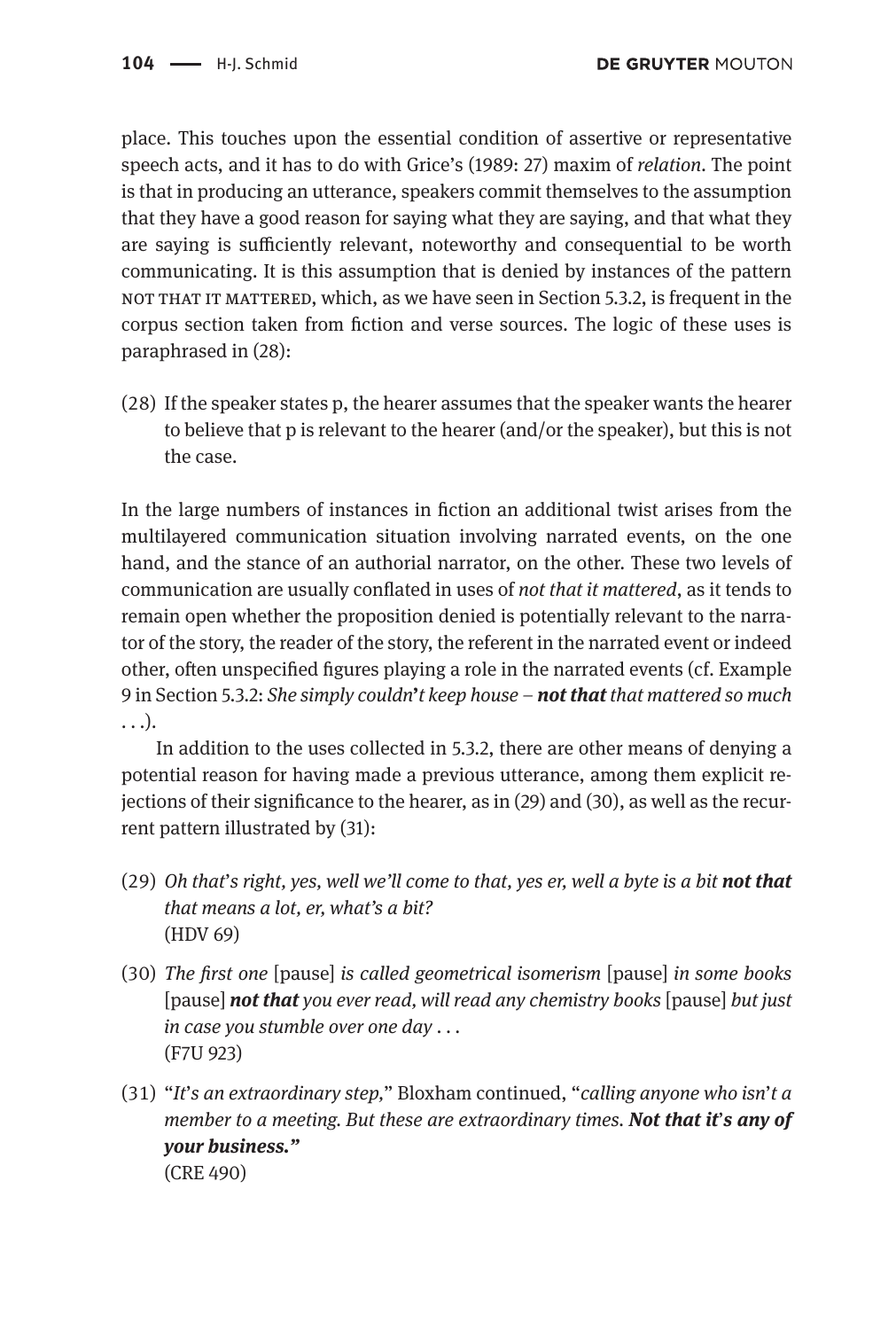place. This touches upon the essential condition of assertive or representative speech acts, and it has to do with Grice's (1989: 27) maxim of *relation*. The point is that in producing an utterance, speakers commit themselves to the assumption that they have a good reason for saying what they are saying, and that what they are saying is sufficiently relevant, noteworthy and consequential to be worth communicating. It is this assumption that is denied by instances of the pattern NOT THAT IT MATTERED, which, as we have seen in Section 5.3.2, is frequent in the corpus section taken from fiction and verse sources. The logic of these uses is paraphrased in (28):

(28) If the speaker states p, the hearer assumes that the speaker wants the hearer to believe that p is relevant to the hearer (and/or the speaker), but this is not the case.

In the large numbers of instances in fiction an additional twist arises from the multilayered communication situation involving narrated events, on the one hand, and the stance of an authorial narrator, on the other. These two levels of communication are usually conflated in uses of *not that it mattered*, as it tends to remain open whether the proposition denied is potentially relevant to the narrator of the story, the reader of the story, the referent in the narrated event or indeed other, often unspecified figures playing a role in the narrated events (cf. Example 9 in Section 5.3.2: *She simply couldn't keep house – **not that** that mattered so much . . .*).

In addition to the uses collected in 5.3.2, there are other means of denying a potential reason for having made a previous utterance, among them explicit rejections of their significance to the hearer, as in (29) and (30), as well as the recurrent pattern illustrated by (31):

(29) *Oh that's right, yes, well we'll come to that, yes er, well a byte is a bit **not that** that means a lot, er, what's a bit?*
(HDV 69)

(30) *The first one* [pause] *is called geometrical isomerism* [pause] *in some books* [pause] ***not that*** *you ever read, will read any chemistry books* [pause] *but just in case you stumble over one day . . .*
(F7U 923)

(31) "*It's an extraordinary step,*" Bloxham continued, "*calling anyone who isn't a member to a meeting. But these are extraordinary times. **Not that it's any of your business.**"*
(CRE 490)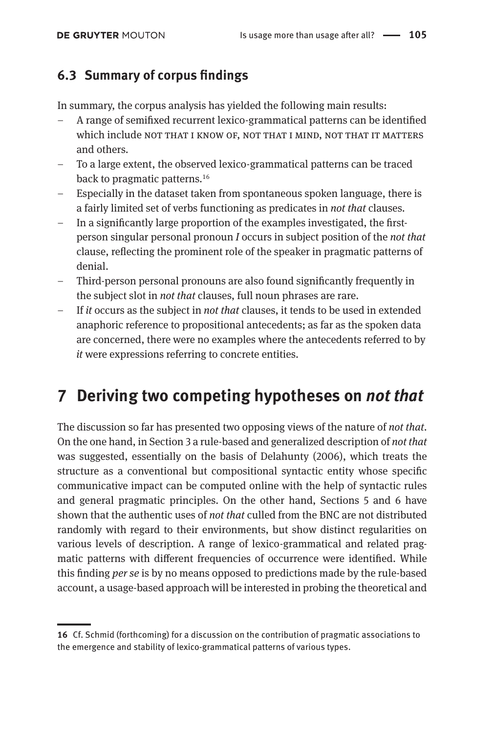### 6.3 Summary of corpus findings

In summary, the corpus analysis has yielded the following main results:

- A range of semifixed recurrent lexico-grammatical patterns can be identified which include NOT THAT I KNOW OF, NOT THAT I MIND, NOT THAT IT MATTERS and others.
- To a large extent, the observed lexico-grammatical patterns can be traced back to pragmatic patterns.[16]
- Especially in the dataset taken from spontaneous spoken language, there is a fairly limited set of verbs functioning as predicates in *not that* clauses.
- In a significantly large proportion of the examples investigated, the first-person singular personal pronoun *I* occurs in subject position of the *not that* clause, reflecting the prominent role of the speaker in pragmatic patterns of denial.
- Third-person personal pronouns are also found significantly frequently in the subject slot in *not that* clauses, full noun phrases are rare.
- If *it* occurs as the subject in *not that* clauses, it tends to be used in extended anaphoric reference to propositional antecedents; as far as the spoken data are concerned, there were no examples where the antecedents referred to by *it* were expressions referring to concrete entities.

## 7 Deriving two competing hypotheses on *not that*

The discussion so far has presented two opposing views of the nature of *not that*. On the one hand, in Section 3 a rule-based and generalized description of *not that* was suggested, essentially on the basis of Delahunty (2006), which treats the structure as a conventional but compositional syntactic entity whose specific communicative impact can be computed online with the help of syntactic rules and general pragmatic principles. On the other hand, Sections 5 and 6 have shown that the authentic uses of *not that* culled from the BNC are not distributed randomly with regard to their environments, but show distinct regularities on various levels of description. A range of lexico-grammatical and related pragmatic patterns with different frequencies of occurrence were identified. While this finding *per se* is by no means opposed to predictions made by the rule-based account, a usage-based approach will be interested in probing the theoretical and

---

16 Cf. Schmid (forthcoming) for a discussion on the contribution of pragmatic associations to the emergence and stability of lexico-grammatical patterns of various types.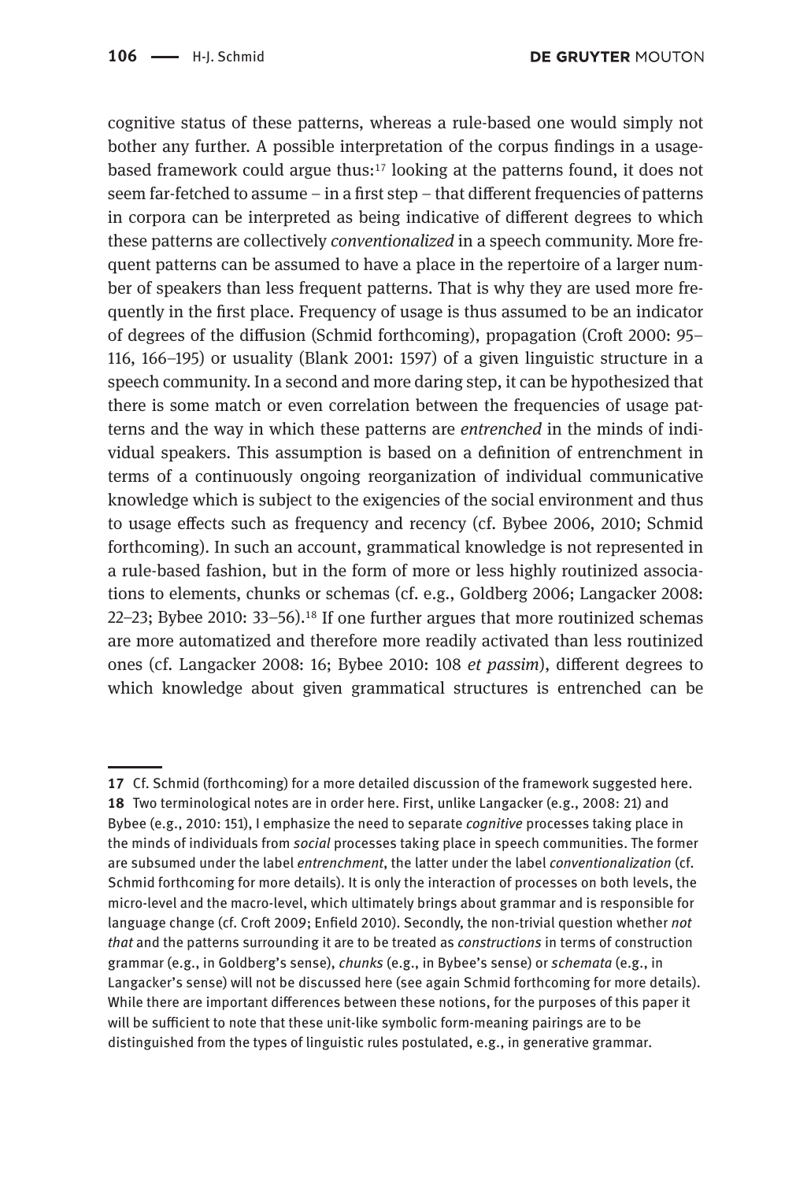cognitive status of these patterns, whereas a rule-based one would simply not bother any further. A possible interpretation of the corpus findings in a usage-based framework could argue thus:[17] looking at the patterns found, it does not seem far-fetched to assume – in a first step – that different frequencies of patterns in corpora can be interpreted as being indicative of different degrees to which these patterns are collectively *conventionalized* in a speech community. More frequent patterns can be assumed to have a place in the repertoire of a larger number of speakers than less frequent patterns. That is why they are used more frequently in the first place. Frequency of usage is thus assumed to be an indicator of degrees of the diffusion (Schmid forthcoming), propagation (Croft 2000: 95–116, 166–195) or usuality (Blank 2001: 1597) of a given linguistic structure in a speech community. In a second and more daring step, it can be hypothesized that there is some match or even correlation between the frequencies of usage patterns and the way in which these patterns are *entrenched* in the minds of individual speakers. This assumption is based on a definition of entrenchment in terms of a continuously ongoing reorganization of individual communicative knowledge which is subject to the exigencies of the social environment and thus to usage effects such as frequency and recency (cf. Bybee 2006, 2010; Schmid forthcoming). In such an account, grammatical knowledge is not represented in a rule-based fashion, but in the form of more or less highly routinized associations to elements, chunks or schemas (cf. e.g., Goldberg 2006; Langacker 2008: 22–23; Bybee 2010: 33–56).[18] If one further argues that more routinized schemas are more automatized and therefore more readily activated than less routinized ones (cf. Langacker 2008: 16; Bybee 2010: 108 *et passim*), different degrees to which knowledge about given grammatical structures is entrenched can be

---

**17** Cf. Schmid (forthcoming) for a more detailed discussion of the framework suggested here.
**18** Two terminological notes are in order here. First, unlike Langacker (e.g., 2008: 21) and Bybee (e.g., 2010: 151), I emphasize the need to separate *cognitive* processes taking place in the minds of individuals from *social* processes taking place in speech communities. The former are subsumed under the label *entrenchment*, the latter under the label *conventionalization* (cf. Schmid forthcoming for more details). It is only the interaction of processes on both levels, the micro-level and the macro-level, which ultimately brings about grammar and is responsible for language change (cf. Croft 2009; Enfield 2010). Secondly, the non-trivial question whether *not that* and the patterns surrounding it are to be treated as *constructions* in terms of construction grammar (e.g., in Goldberg's sense), *chunks* (e.g., in Bybee's sense) or *schemata* (e.g., in Langacker's sense) will not be discussed here (see again Schmid forthcoming for more details). While there are important differences between these notions, for the purposes of this paper it will be sufficient to note that these unit-like symbolic form-meaning pairings are to be distinguished from the types of linguistic rules postulated, e.g., in generative grammar.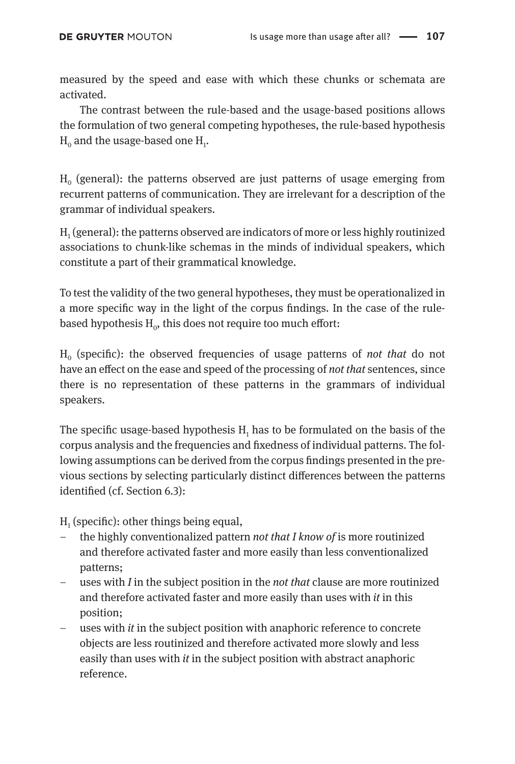measured by the speed and ease with which these chunks or schemata are activated.

The contrast between the rule-based and the usage-based positions allows the formulation of two general competing hypotheses, the rule-based hypothesis $H_0$ and the usage-based one $H_1$.

$H_0$ (general): the patterns observed are just patterns of usage emerging from recurrent patterns of communication. They are irrelevant for a description of the grammar of individual speakers.

$H_1$ (general): the patterns observed are indicators of more or less highly routinized associations to chunk-like schemas in the minds of individual speakers, which constitute a part of their grammatical knowledge.

To test the validity of the two general hypotheses, they must be operationalized in a more specific way in the light of the corpus findings. In the case of the rule-based hypothesis $H_0$, this does not require too much effort:

$H_0$ (specific): the observed frequencies of usage patterns of *not that* do not have an effect on the ease and speed of the processing of *not that* sentences, since there is no representation of these patterns in the grammars of individual speakers.

The specific usage-based hypothesis $H_1$ has to be formulated on the basis of the corpus analysis and the frequencies and fixedness of individual patterns. The following assumptions can be derived from the corpus findings presented in the previous sections by selecting particularly distinct differences between the patterns identified (cf. Section 6.3):

$H_1$ (specific): other things being equal,

- the highly conventionalized pattern *not that I know of* is more routinized and therefore activated faster and more easily than less conventionalized patterns;
- uses with *I* in the subject position in the *not that* clause are more routinized and therefore activated faster and more easily than uses with *it* in this position;
- uses with *it* in the subject position with anaphoric reference to concrete objects are less routinized and therefore activated more slowly and less easily than uses with *it* in the subject position with abstract anaphoric reference.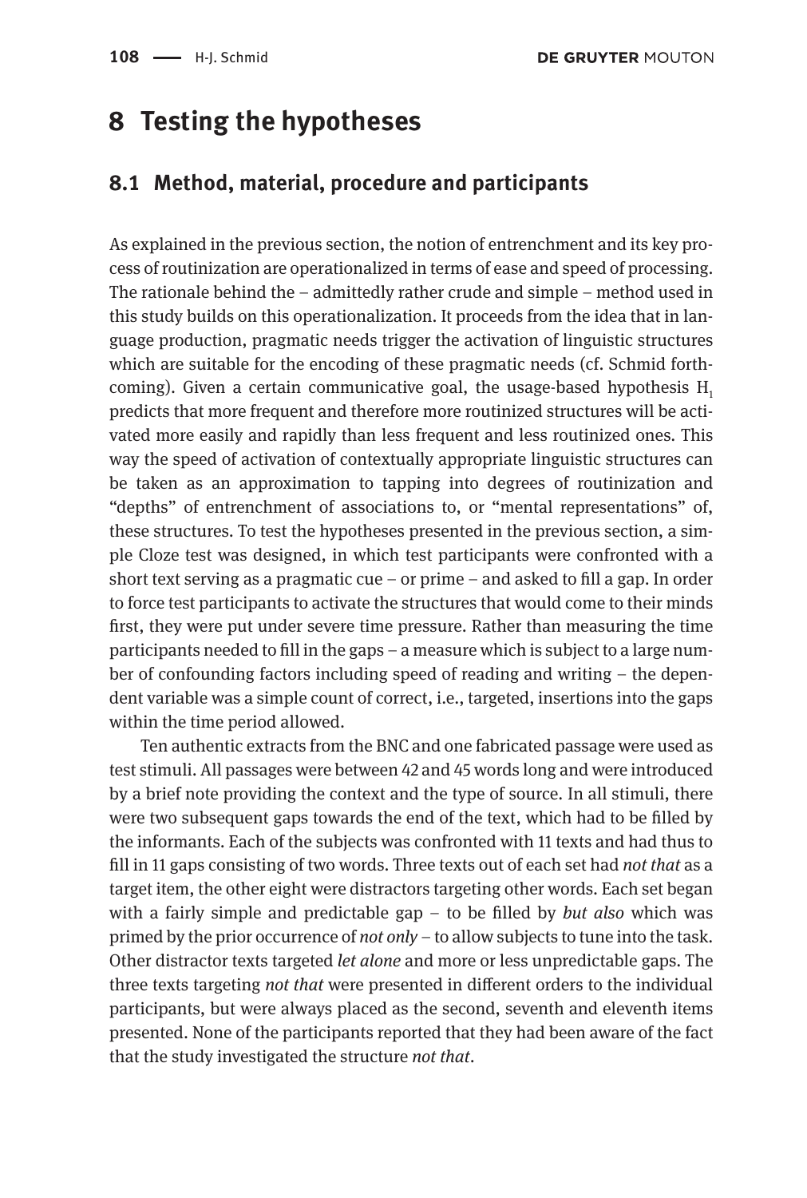# 8 Testing the hypotheses

## 8.1 Method, material, procedure and participants

As explained in the previous section, the notion of entrenchment and its key process of routinization are operationalized in terms of ease and speed of processing. The rationale behind the – admittedly rather crude and simple – method used in this study builds on this operationalization. It proceeds from the idea that in language production, pragmatic needs trigger the activation of linguistic structures which are suitable for the encoding of these pragmatic needs (cf. Schmid forthcoming). Given a certain communicative goal, the usage-based hypothesis $H_1$ predicts that more frequent and therefore more routinized structures will be activated more easily and rapidly than less frequent and less routinized ones. This way the speed of activation of contextually appropriate linguistic structures can be taken as an approximation to tapping into degrees of routinization and "depths" of entrenchment of associations to, or "mental representations" of, these structures. To test the hypotheses presented in the previous section, a simple Cloze test was designed, in which test participants were confronted with a short text serving as a pragmatic cue – or prime – and asked to fill a gap. In order to force test participants to activate the structures that would come to their minds first, they were put under severe time pressure. Rather than measuring the time participants needed to fill in the gaps – a measure which is subject to a large number of confounding factors including speed of reading and writing – the dependent variable was a simple count of correct, i.e., targeted, insertions into the gaps within the time period allowed.

Ten authentic extracts from the BNC and one fabricated passage were used as test stimuli. All passages were between 42 and 45 words long and were introduced by a brief note providing the context and the type of source. In all stimuli, there were two subsequent gaps towards the end of the text, which had to be filled by the informants. Each of the subjects was confronted with 11 texts and had thus to fill in 11 gaps consisting of two words. Three texts out of each set had *not that* as a target item, the other eight were distractors targeting other words. Each set began with a fairly simple and predictable gap – to be filled by *but also* which was primed by the prior occurrence of *not only* – to allow subjects to tune into the task. Other distractor texts targeted *let alone* and more or less unpredictable gaps. The three texts targeting *not that* were presented in different orders to the individual participants, but were always placed as the second, seventh and eleventh items presented. None of the participants reported that they had been aware of the fact that the study investigated the structure *not that*.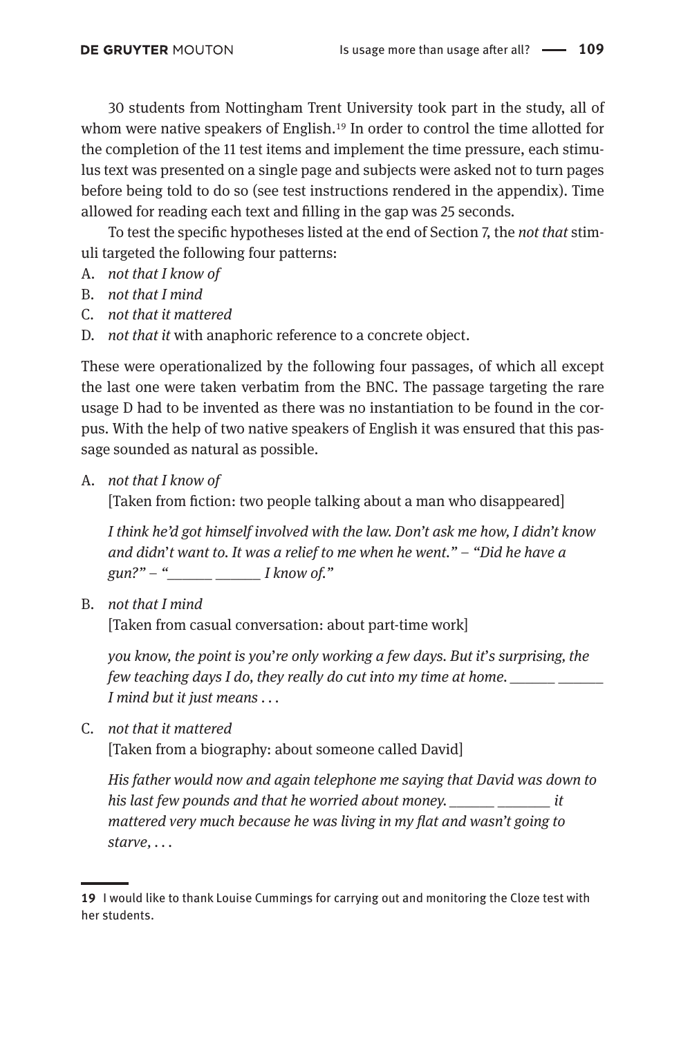30 students from Nottingham Trent University took part in the study, all of whom were native speakers of English.[19] In order to control the time allotted for the completion of the 11 test items and implement the time pressure, each stimulus text was presented on a single page and subjects were asked not to turn pages before being told to do so (see test instructions rendered in the appendix). Time allowed for reading each text and filling in the gap was 25 seconds.

To test the specific hypotheses listed at the end of Section 7, the *not that* stimuli targeted the following four patterns:

A. *not that I know of*
B. *not that I mind*
C. *not that it mattered*
D. *not that it* with anaphoric reference to a concrete object.

These were operationalized by the following four passages, of which all except the last one were taken verbatim from the BNC. The passage targeting the rare usage D had to be invented as there was no instantiation to be found in the corpus. With the help of two native speakers of English it was ensured that this passage sounded as natural as possible.

A. *not that I know of*

   [Taken from fiction: two people talking about a man who disappeared]

   *I think he'd got himself involved with the law. Don't ask me how, I didn't know and didn't want to. It was a relief to me when he went." – "Did he have a gun?" – "______ ______ I know of."*

B. *not that I mind*

   [Taken from casual conversation: about part-time work]

   *you know, the point is you're only working a few days. But it's surprising, the few teaching days I do, they really do cut into my time at home. ______ ______ I mind but it just means . . .*

C. *not that it mattered*

   [Taken from a biography: about someone called David]

   *His father would now and again telephone me saying that David was down to his last few pounds and that he worried about money. ______ _______ it mattered very much because he was living in my flat and wasn't going to starve, . . .*

---

19 I would like to thank Louise Cummings for carrying out and monitoring the Cloze test with her students.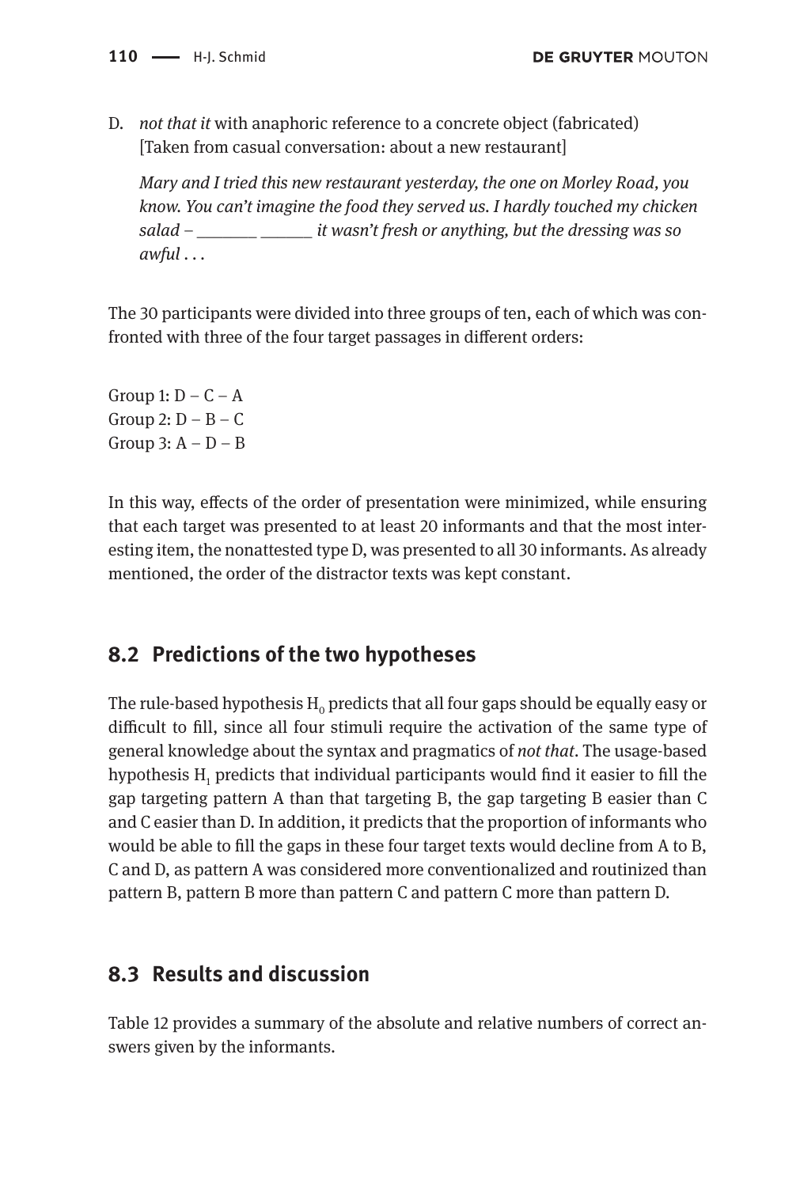D. *not that it* with anaphoric reference to a concrete object (fabricated)
[Taken from casual conversation: about a new restaurant]

*Mary and I tried this new restaurant yesterday, the one on Morley Road, you know. You can't imagine the food they served us. I hardly touched my chicken salad – _______ ______ it wasn't fresh or anything, but the dressing was so awful . . .*

The 30 participants were divided into three groups of ten, each of which was confronted with three of the four target passages in different orders:

Group 1: D – C – A
Group 2: D – B – C
Group 3: A – D – B

In this way, effects of the order of presentation were minimized, while ensuring that each target was presented to at least 20 informants and that the most interesting item, the nonattested type D, was presented to all 30 informants. As already mentioned, the order of the distractor texts was kept constant.

## 8.2 Predictions of the two hypotheses

The rule-based hypothesis $H_0$ predicts that all four gaps should be equally easy or difficult to fill, since all four stimuli require the activation of the same type of general knowledge about the syntax and pragmatics of *not that*. The usage-based hypothesis $H_1$ predicts that individual participants would find it easier to fill the gap targeting pattern A than that targeting B, the gap targeting B easier than C and C easier than D. In addition, it predicts that the proportion of informants who would be able to fill the gaps in these four target texts would decline from A to B, C and D, as pattern A was considered more conventionalized and routinized than pattern B, pattern B more than pattern C and pattern C more than pattern D.

## 8.3 Results and discussion

Table 12 provides a summary of the absolute and relative numbers of correct answers given by the informants.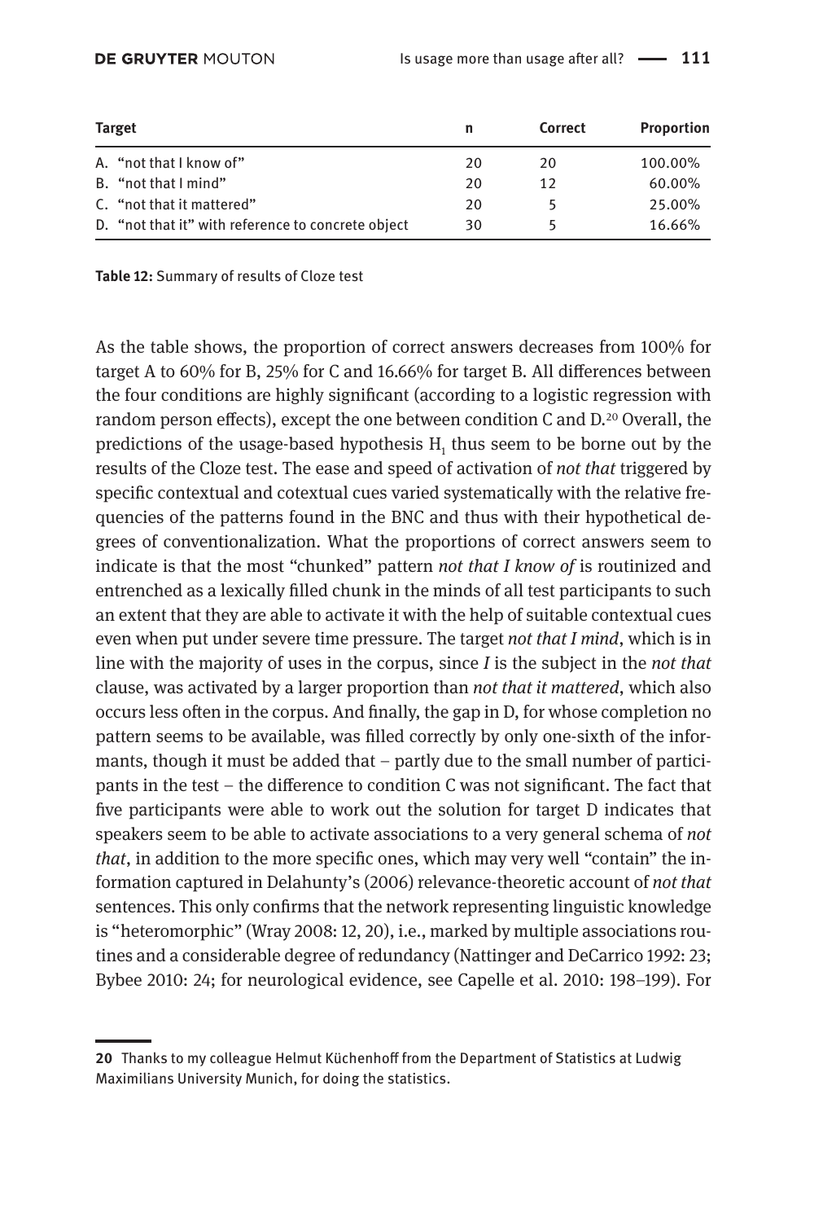| Target | n | Correct | Proportion |
|---|---|---|---|
| A. "not that I know of" | 20 | 20 | 100.00% |
| B. "not that I mind" | 20 | 12 | 60.00% |
| C. "not that it mattered" | 20 | 5 | 25.00% |
| D. "not that it" with reference to concrete object | 30 | 5 | 16.66% |

**Table 12:** Summary of results of Cloze test

As the table shows, the proportion of correct answers decreases from 100% for target A to 60% for B, 25% for C and 16.66% for target B. All differences between the four conditions are highly significant (according to a logistic regression with random person effects), except the one between condition C and D.[20] Overall, the predictions of the usage-based hypothesis $H_1$ thus seem to be borne out by the results of the Cloze test. The ease and speed of activation of *not that* triggered by specific contextual and cotextual cues varied systematically with the relative frequencies of the patterns found in the BNC and thus with their hypothetical degrees of conventionalization. What the proportions of correct answers seem to indicate is that the most "chunked" pattern *not that I know of* is routinized and entrenched as a lexically filled chunk in the minds of all test participants to such an extent that they are able to activate it with the help of suitable contextual cues even when put under severe time pressure. The target *not that I mind*, which is in line with the majority of uses in the corpus, since *I* is the subject in the *not that* clause, was activated by a larger proportion than *not that it mattered*, which also occurs less often in the corpus. And finally, the gap in D, for whose completion no pattern seems to be available, was filled correctly by only one-sixth of the informants, though it must be added that – partly due to the small number of participants in the test – the difference to condition C was not significant. The fact that five participants were able to work out the solution for target D indicates that speakers seem to be able to activate associations to a very general schema of *not that*, in addition to the more specific ones, which may very well "contain" the information captured in Delahunty's (2006) relevance-theoretic account of *not that* sentences. This only confirms that the network representing linguistic knowledge is "heteromorphic" (Wray 2008: 12, 20), i.e., marked by multiple associations routines and a considerable degree of redundancy (Nattinger and DeCarrico 1992: 23; Bybee 2010: 24; for neurological evidence, see Capelle et al. 2010: 198–199). For

---

**20** Thanks to my colleague Helmut Küchenhoff from the Department of Statistics at Ludwig Maximilians University Munich, for doing the statistics.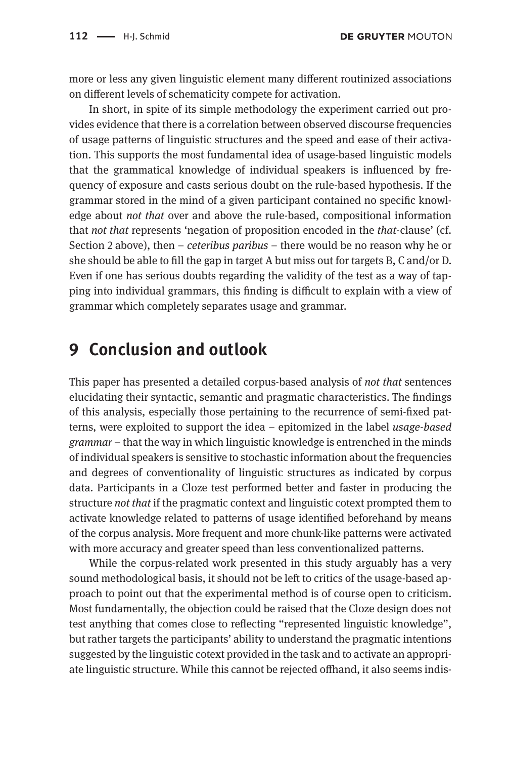more or less any given linguistic element many different routinized associations on different levels of schematicity compete for activation.

In short, in spite of its simple methodology the experiment carried out provides evidence that there is a correlation between observed discourse frequencies of usage patterns of linguistic structures and the speed and ease of their activation. This supports the most fundamental idea of usage-based linguistic models that the grammatical knowledge of individual speakers is influenced by frequency of exposure and casts serious doubt on the rule-based hypothesis. If the grammar stored in the mind of a given participant contained no specific knowledge about *not that* over and above the rule-based, compositional information that *not that* represents 'negation of proposition encoded in the *that*-clause' (cf. Section 2 above), then – *ceteribus paribus* – there would be no reason why he or she should be able to fill the gap in target A but miss out for targets B, C and/or D. Even if one has serious doubts regarding the validity of the test as a way of tapping into individual grammars, this finding is difficult to explain with a view of grammar which completely separates usage and grammar.

# 9 Conclusion and outlook

This paper has presented a detailed corpus-based analysis of *not that* sentences elucidating their syntactic, semantic and pragmatic characteristics. The findings of this analysis, especially those pertaining to the recurrence of semi-fixed patterns, were exploited to support the idea – epitomized in the label *usage-based grammar* – that the way in which linguistic knowledge is entrenched in the minds of individual speakers is sensitive to stochastic information about the frequencies and degrees of conventionality of linguistic structures as indicated by corpus data. Participants in a Cloze test performed better and faster in producing the structure *not that* if the pragmatic context and linguistic cotext prompted them to activate knowledge related to patterns of usage identified beforehand by means of the corpus analysis. More frequent and more chunk-like patterns were activated with more accuracy and greater speed than less conventionalized patterns.

While the corpus-related work presented in this study arguably has a very sound methodological basis, it should not be left to critics of the usage-based approach to point out that the experimental method is of course open to criticism. Most fundamentally, the objection could be raised that the Cloze design does not test anything that comes close to reflecting "represented linguistic knowledge", but rather targets the participants' ability to understand the pragmatic intentions suggested by the linguistic cotext provided in the task and to activate an appropriate linguistic structure. While this cannot be rejected offhand, it also seems indis-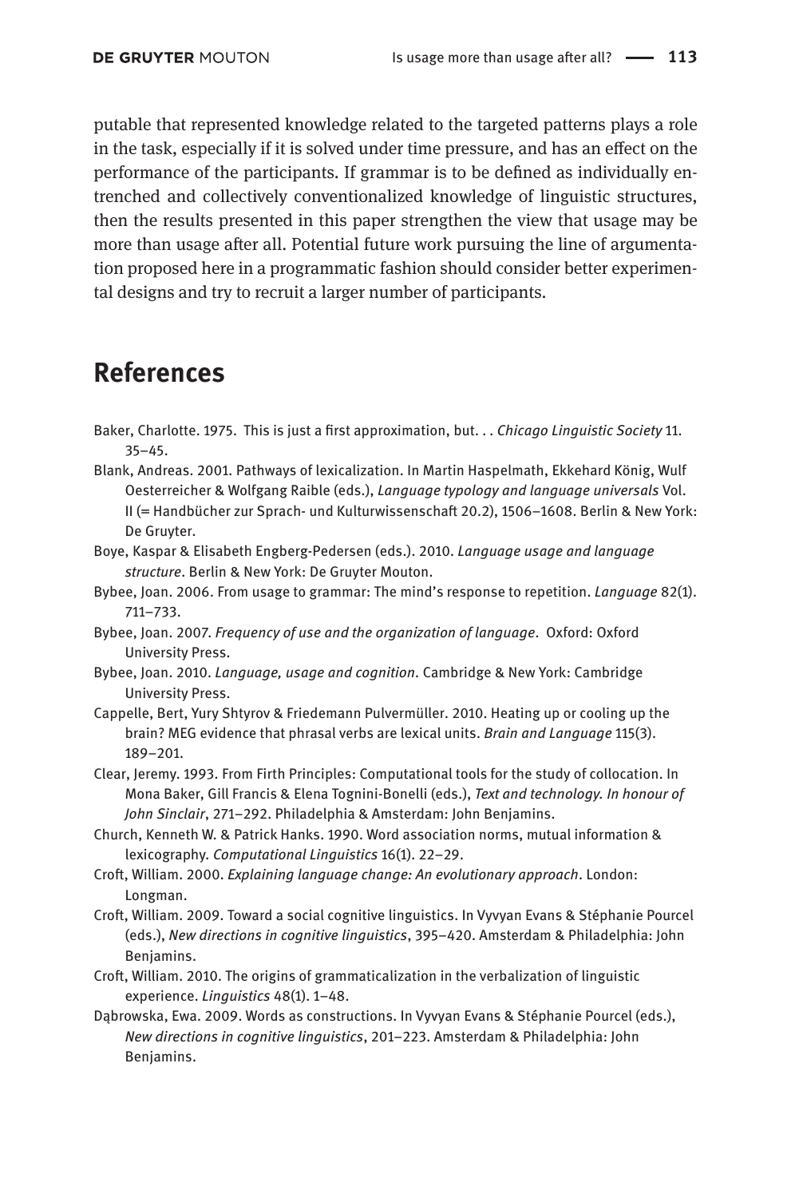putable that represented knowledge related to the targeted patterns plays a role in the task, especially if it is solved under time pressure, and has an effect on the performance of the participants. If grammar is to be defined as individually entrenched and collectively conventionalized knowledge of linguistic structures, then the results presented in this paper strengthen the view that usage may be more than usage after all. Potential future work pursuing the line of argumentation proposed here in a programmatic fashion should consider better experimental designs and try to recruit a larger number of participants.

## References

Baker, Charlotte. 1975. This is just a first approximation, but. . . *Chicago Linguistic Society* 11. 35–45.

Blank, Andreas. 2001. Pathways of lexicalization. In Martin Haspelmath, Ekkehard König, Wulf Oesterreicher & Wolfgang Raible (eds.), *Language typology and language universals* Vol. II (= Handbücher zur Sprach- und Kulturwissenschaft 20.2), 1506–1608. Berlin & New York: De Gruyter.

Boye, Kaspar & Elisabeth Engberg-Pedersen (eds.). 2010. *Language usage and language structure*. Berlin & New York: De Gruyter Mouton.

Bybee, Joan. 2006. From usage to grammar: The mind's response to repetition. *Language* 82(1). 711–733.

Bybee, Joan. 2007. *Frequency of use and the organization of language*. Oxford: Oxford University Press.

Bybee, Joan. 2010. *Language, usage and cognition*. Cambridge & New York: Cambridge University Press.

Cappelle, Bert, Yury Shtyrov & Friedemann Pulvermüller. 2010. Heating up or cooling up the brain? MEG evidence that phrasal verbs are lexical units. *Brain and Language* 115(3). 189–201.

Clear, Jeremy. 1993. From Firth Principles: Computational tools for the study of collocation. In Mona Baker, Gill Francis & Elena Tognini-Bonelli (eds.), *Text and technology. In honour of John Sinclair*, 271–292. Philadelphia & Amsterdam: John Benjamins.

Church, Kenneth W. & Patrick Hanks. 1990. Word association norms, mutual information & lexicography. *Computational Linguistics* 16(1). 22–29.

Croft, William. 2000. *Explaining language change: An evolutionary approach*. London: Longman.

Croft, William. 2009. Toward a social cognitive linguistics. In Vyvyan Evans & Stéphanie Pourcel (eds.), *New directions in cognitive linguistics*, 395–420. Amsterdam & Philadelphia: John Benjamins.

Croft, William. 2010. The origins of grammaticalization in the verbalization of linguistic experience. *Linguistics* 48(1). 1–48.

Dąbrowska, Ewa. 2009. Words as constructions. In Vyvyan Evans & Stéphanie Pourcel (eds.), *New directions in cognitive linguistics*, 201–223. Amsterdam & Philadelphia: John Benjamins.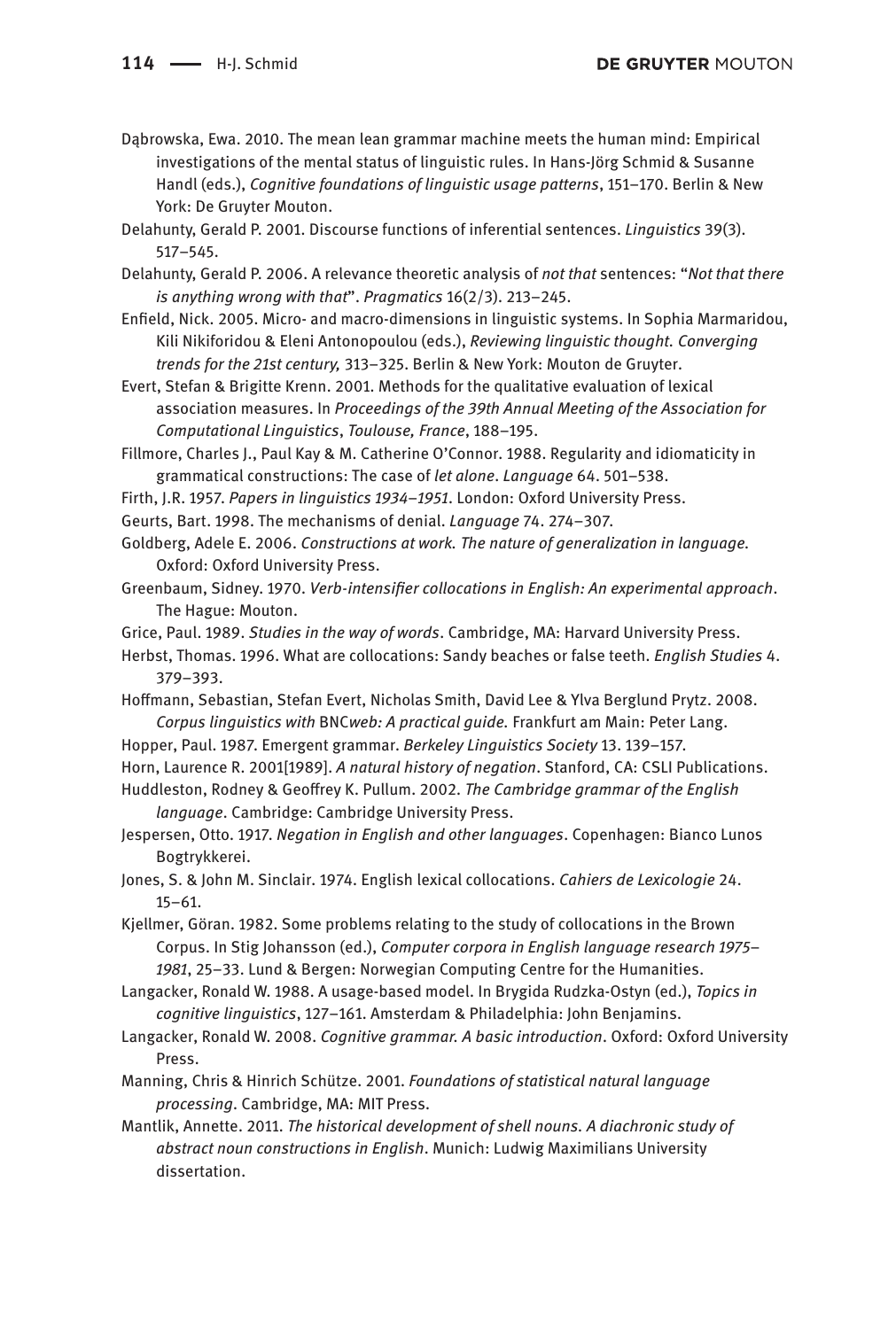Dąbrowska, Ewa. 2010. The mean lean grammar machine meets the human mind: Empirical investigations of the mental status of linguistic rules. In Hans-Jörg Schmid & Susanne Handl (eds.), *Cognitive foundations of linguistic usage patterns*, 151–170. Berlin & New York: De Gruyter Mouton.

Delahunty, Gerald P. 2001. Discourse functions of inferential sentences. *Linguistics* 39(3). 517–545.

Delahunty, Gerald P. 2006. A relevance theoretic analysis of *not that* sentences: "*Not that there is anything wrong with that*". *Pragmatics* 16(2/3). 213–245.

Enfield, Nick. 2005. Micro- and macro-dimensions in linguistic systems. In Sophia Marmaridou, Kili Nikiforidou & Eleni Antonopoulou (eds.), *Reviewing linguistic thought. Converging trends for the 21st century,* 313–325. Berlin & New York: Mouton de Gruyter.

Evert, Stefan & Brigitte Krenn. 2001. Methods for the qualitative evaluation of lexical association measures. In *Proceedings of the 39th Annual Meeting of the Association for Computational Linguistics*, *Toulouse, France*, 188–195.

Fillmore, Charles J., Paul Kay & M. Catherine O'Connor. 1988. Regularity and idiomaticity in grammatical constructions: The case of *let alone*. *Language* 64. 501–538.

Firth, J.R. 1957. *Papers in linguistics 1934–1951*. London: Oxford University Press.

Geurts, Bart. 1998. The mechanisms of denial. *Language* 74. 274–307.

Goldberg, Adele E. 2006. *Constructions at work. The nature of generalization in language*. Oxford: Oxford University Press.

Greenbaum, Sidney. 1970. *Verb-intensifier collocations in English: An experimental approach*. The Hague: Mouton.

Grice, Paul. 1989. *Studies in the way of words*. Cambridge, MA: Harvard University Press.

Herbst, Thomas. 1996. What are collocations: Sandy beaches or false teeth. *English Studies* 4. 379–393.

Hoffmann, Sebastian, Stefan Evert, Nicholas Smith, David Lee & Ylva Berglund Prytz. 2008. *Corpus linguistics with* BNC*web: A practical guide.* Frankfurt am Main: Peter Lang.

Hopper, Paul. 1987. Emergent grammar. *Berkeley Linguistics Society* 13. 139–157.

Horn, Laurence R. 2001[1989]. *A natural history of negation*. Stanford, CA: CSLI Publications.

Huddleston, Rodney & Geoffrey K. Pullum. 2002. *The Cambridge grammar of the English language*. Cambridge: Cambridge University Press.

Jespersen, Otto. 1917. *Negation in English and other languages*. Copenhagen: Bianco Lunos Bogtrykkerei.

Jones, S. & John M. Sinclair. 1974. English lexical collocations. *Cahiers de Lexicologie* 24. 15–61.

Kjellmer, Göran. 1982. Some problems relating to the study of collocations in the Brown Corpus. In Stig Johansson (ed.), *Computer corpora in English language research 1975–1981*, 25–33. Lund & Bergen: Norwegian Computing Centre for the Humanities.

Langacker, Ronald W. 1988. A usage-based model. In Brygida Rudzka-Ostyn (ed.), *Topics in cognitive linguistics*, 127–161. Amsterdam & Philadelphia: John Benjamins.

Langacker, Ronald W. 2008. *Cognitive grammar. A basic introduction*. Oxford: Oxford University Press.

Manning, Chris & Hinrich Schütze. 2001. *Foundations of statistical natural language processing*. Cambridge, MA: MIT Press.

Mantlik, Annette. 2011. *The historical development of shell nouns. A diachronic study of abstract noun constructions in English*. Munich: Ludwig Maximilians University dissertation.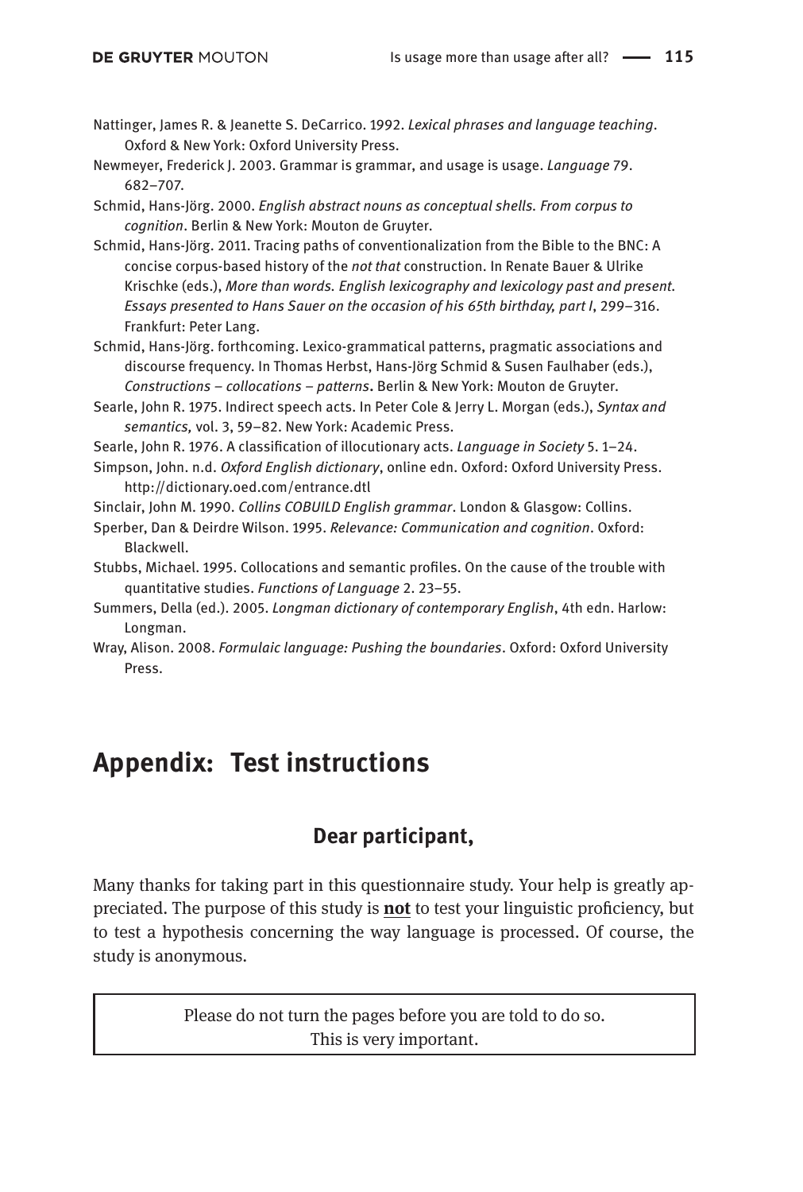Nattinger, James R. & Jeanette S. DeCarrico. 1992. *Lexical phrases and language teaching*. Oxford & New York: Oxford University Press.

Newmeyer, Frederick J. 2003. Grammar is grammar, and usage is usage. *Language* 79. 682–707.

Schmid, Hans-Jörg. 2000. *English abstract nouns as conceptual shells. From corpus to cognition*. Berlin & New York: Mouton de Gruyter.

Schmid, Hans-Jörg. 2011. Tracing paths of conventionalization from the Bible to the BNC: A concise corpus-based history of the *not that* construction. In Renate Bauer & Ulrike Krischke (eds.), *More than words. English lexicography and lexicology past and present. Essays presented to Hans Sauer on the occasion of his 65th birthday, part I*, 299–316. Frankfurt: Peter Lang.

Schmid, Hans-Jörg. forthcoming. Lexico-grammatical patterns, pragmatic associations and discourse frequency. In Thomas Herbst, Hans-Jörg Schmid & Susen Faulhaber (eds.), *Constructions – collocations – patterns*. Berlin & New York: Mouton de Gruyter.

Searle, John R. 1975. Indirect speech acts. In Peter Cole & Jerry L. Morgan (eds.), *Syntax and semantics,* vol. 3, 59–82. New York: Academic Press.

Searle, John R. 1976. A classification of illocutionary acts. *Language in Society* 5. 1–24.

Simpson, John. n.d. *Oxford English dictionary*, online edn. Oxford: Oxford University Press. http://dictionary.oed.com/entrance.dtl

Sinclair, John M. 1990. *Collins COBUILD English grammar*. London & Glasgow: Collins.

Sperber, Dan & Deirdre Wilson. 1995. *Relevance: Communication and cognition*. Oxford: Blackwell.

Stubbs, Michael. 1995. Collocations and semantic profiles. On the cause of the trouble with quantitative studies. *Functions of Language* 2. 23–55.

Summers, Della (ed.). 2005. *Longman dictionary of contemporary English*, 4th edn. Harlow: Longman.

Wray, Alison. 2008. *Formulaic language: Pushing the boundaries*. Oxford: Oxford University Press.

# Appendix: Test instructions

## Dear participant,

Many thanks for taking part in this questionnaire study. Your help is greatly appreciated. The purpose of this study is **not** to test your linguistic proficiency, but to test a hypothesis concerning the way language is processed. Of course, the study is anonymous.

Please do not turn the pages before you are told to do so.
This is very important.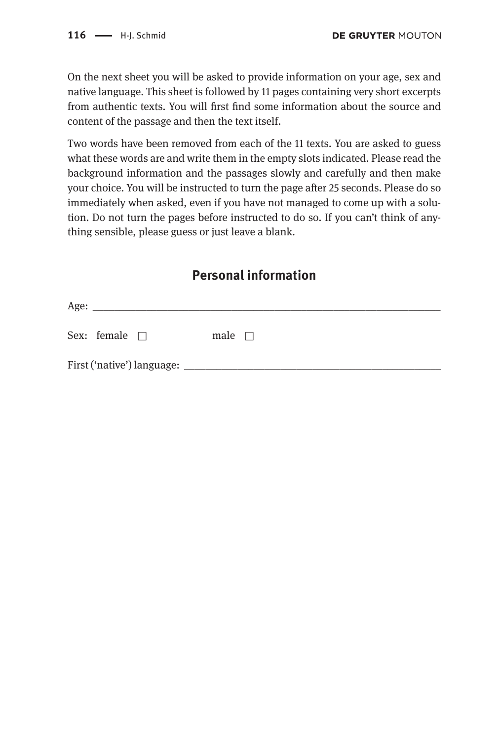On the next sheet you will be asked to provide information on your age, sex and native language. This sheet is followed by 11 pages containing very short excerpts from authentic texts. You will first find some information about the source and content of the passage and then the text itself.

Two words have been removed from each of the 11 texts. You are asked to guess what these words are and write them in the empty slots indicated. Please read the background information and the passages slowly and carefully and then make your choice. You will be instructed to turn the page after 25 seconds. Please do so immediately when asked, even if you have not managed to come up with a solution. Do not turn the pages before instructed to do so. If you can't think of anything sensible, please guess or just leave a blank.

## Personal information

Age: ___________________________________________________________________

Sex: female ☐ male ☐

First ('native') language: _____________________________________________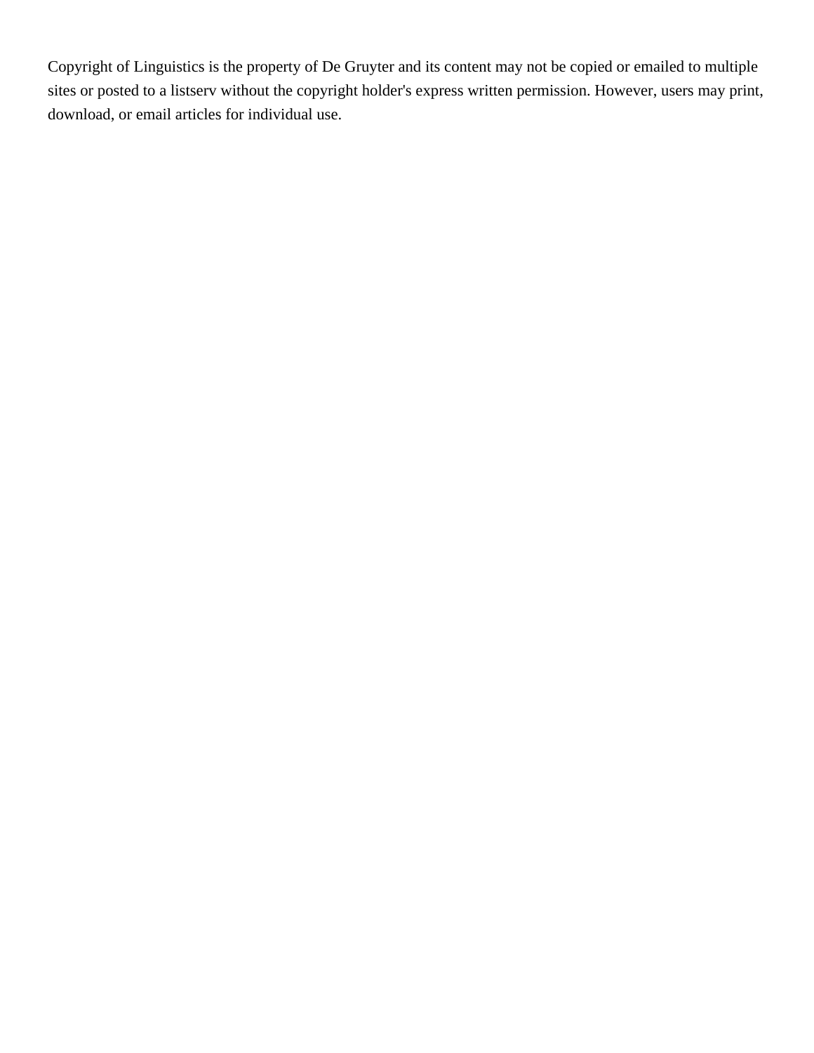Copyright of Linguistics is the property of De Gruyter and its content may not be copied or emailed to multiple sites or posted to a listserv without the copyright holder's express written permission. However, users may print, download, or email articles for individual use.